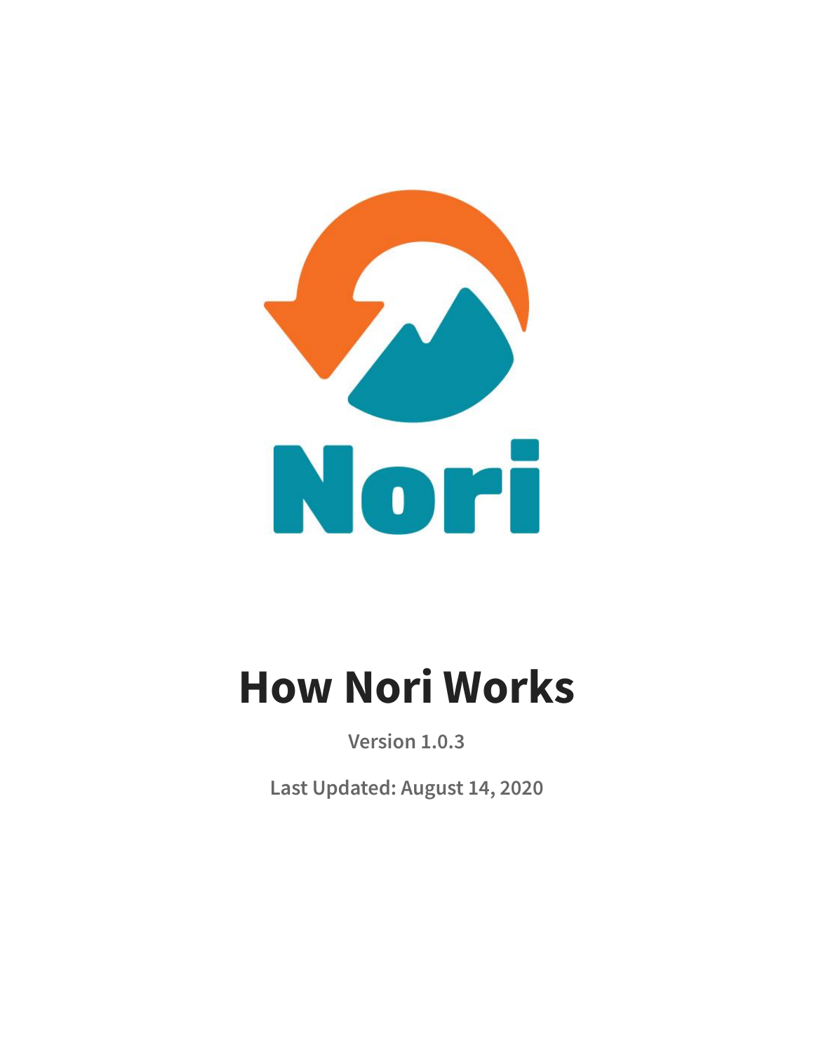Nori

# How Nori Works

Version 1.0.3

Last Updated: August 14, 2020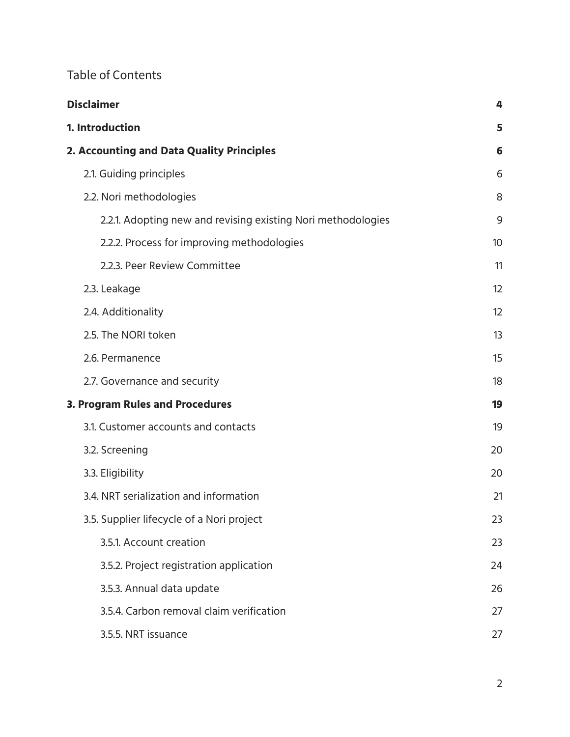Table of Contents

| | |
|---|---|
| **Disclaimer** | **4** |
| **1. Introduction** | **5** |
| **2. Accounting and Data Quality Principles** | **6** |
| 2.1. Guiding principles | 6 |
| 2.2. Nori methodologies | 8 |
| 2.2.1. Adopting new and revising existing Nori methodologies | 9 |
| 2.2.2. Process for improving methodologies | 10 |
| 2.2.3. Peer Review Committee | 11 |
| 2.3. Leakage | 12 |
| 2.4. Additionality | 12 |
| 2.5. The NORI token | 13 |
| 2.6. Permanence | 15 |
| 2.7. Governance and security | 18 |
| **3. Program Rules and Procedures** | **19** |
| 3.1. Customer accounts and contacts | 19 |
| 3.2. Screening | 20 |
| 3.3. Eligibility | 20 |
| 3.4. NRT serialization and information | 21 |
| 3.5. Supplier lifecycle of a Nori project | 23 |
| 3.5.1. Account creation | 23 |
| 3.5.2. Project registration application | 24 |
| 3.5.3. Annual data update | 26 |
| 3.5.4. Carbon removal claim verification | 27 |
| 3.5.5. NRT issuance | 27 |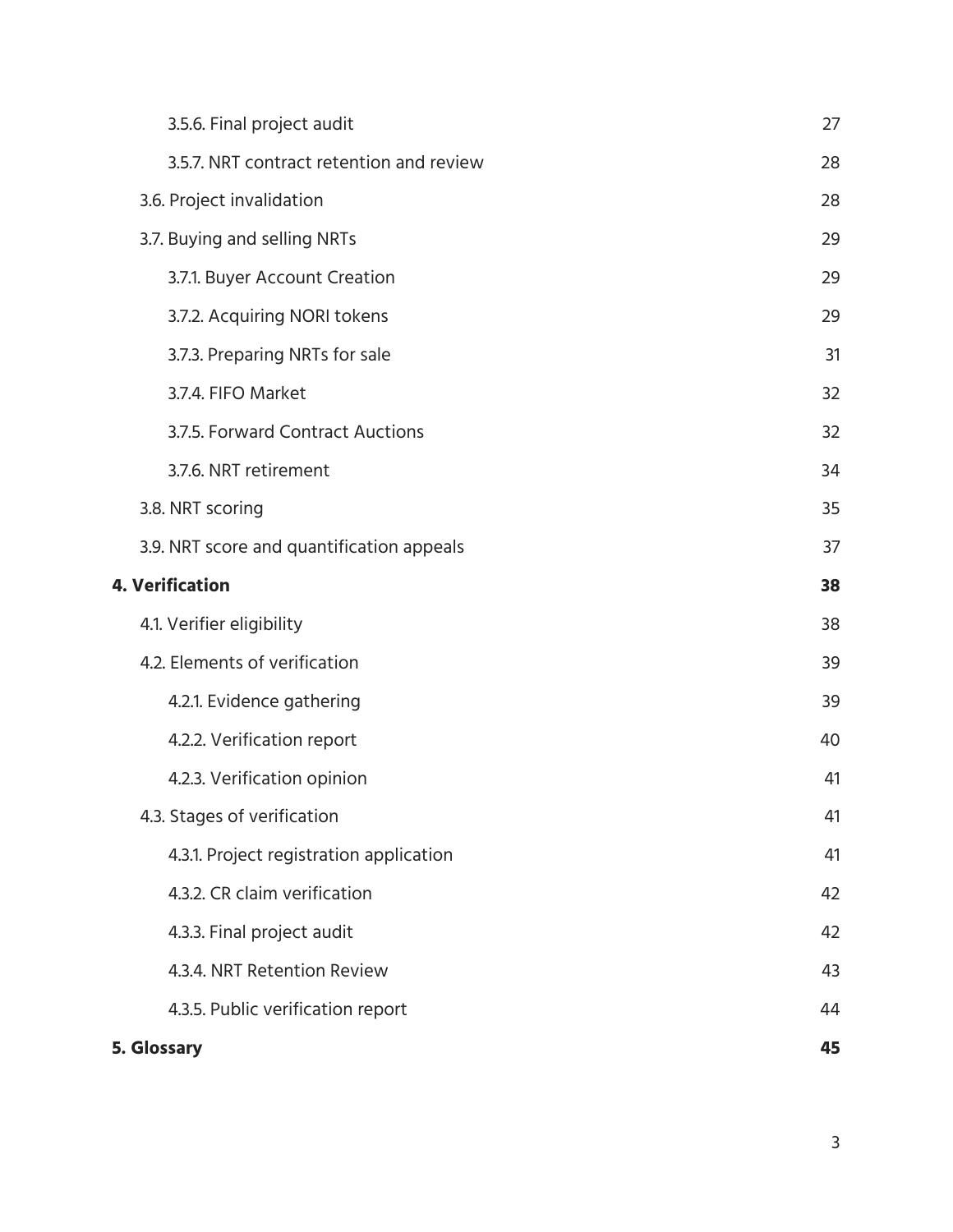| | |
|---|---|
| 3.5.6. Final project audit | 27 |
| 3.5.7. NRT contract retention and review | 28 |
| 3.6. Project invalidation | 28 |
| 3.7. Buying and selling NRTs | 29 |
| 3.7.1. Buyer Account Creation | 29 |
| 3.7.2. Acquiring NORI tokens | 29 |
| 3.7.3. Preparing NRTs for sale | 31 |
| 3.7.4. FIFO Market | 32 |
| 3.7.5. Forward Contract Auctions | 32 |
| 3.7.6. NRT retirement | 34 |
| 3.8. NRT scoring | 35 |
| 3.9. NRT score and quantification appeals | 37 |
| **4. Verification** | **38** |
| 4.1. Verifier eligibility | 38 |
| 4.2. Elements of verification | 39 |
| 4.2.1. Evidence gathering | 39 |
| 4.2.2. Verification report | 40 |
| 4.2.3. Verification opinion | 41 |
| 4.3. Stages of verification | 41 |
| 4.3.1. Project registration application | 41 |
| 4.3.2. CR claim verification | 42 |
| 4.3.3. Final project audit | 42 |
| 4.3.4. NRT Retention Review | 43 |
| 4.3.5. Public verification report | 44 |
| **5. Glossary** | **45** |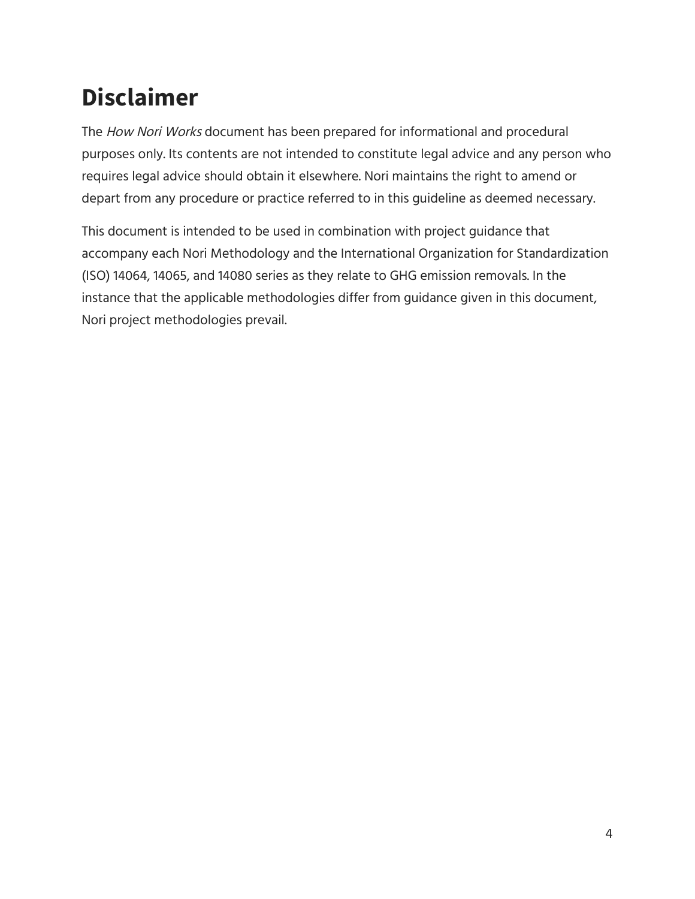# Disclaimer

The *How Nori Works* document has been prepared for informational and procedural purposes only. Its contents are not intended to constitute legal advice and any person who requires legal advice should obtain it elsewhere. Nori maintains the right to amend or depart from any procedure or practice referred to in this guideline as deemed necessary.

This document is intended to be used in combination with project guidance that accompany each Nori Methodology and the International Organization for Standardization (ISO) 14064, 14065, and 14080 series as they relate to GHG emission removals. In the instance that the applicable methodologies differ from guidance given in this document, Nori project methodologies prevail.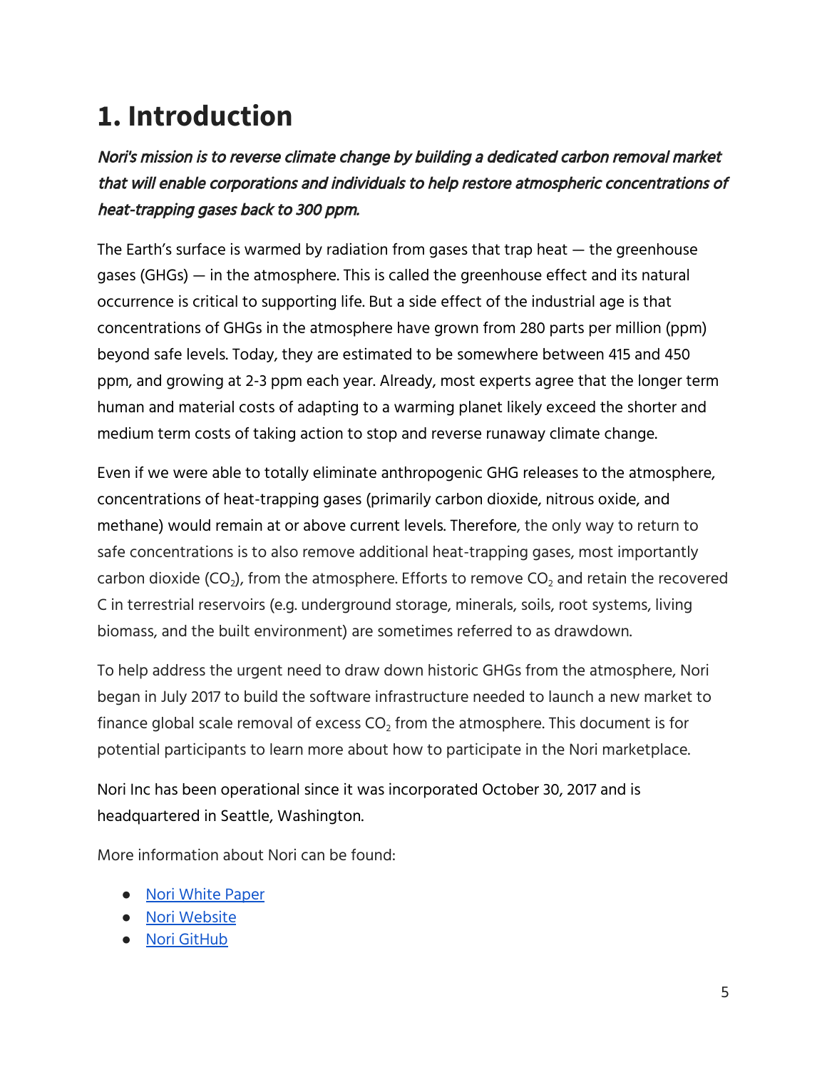# 1. Introduction

***Nori's mission is to reverse climate change by building a dedicated carbon removal market that will enable corporations and individuals to help restore atmospheric concentrations of heat-trapping gases back to 300 ppm.***

The Earth's surface is warmed by radiation from gases that trap heat — the greenhouse gases (GHGs) — in the atmosphere. This is called the greenhouse effect and its natural occurrence is critical to supporting life. But a side effect of the industrial age is that concentrations of GHGs in the atmosphere have grown from 280 parts per million (ppm) beyond safe levels. Today, they are estimated to be somewhere between 415 and 450 ppm, and growing at 2-3 ppm each year. Already, most experts agree that the longer term human and material costs of adapting to a warming planet likely exceed the shorter and medium term costs of taking action to stop and reverse runaway climate change.

Even if we were able to totally eliminate anthropogenic GHG releases to the atmosphere, concentrations of heat-trapping gases (primarily carbon dioxide, nitrous oxide, and methane) would remain at or above current levels. Therefore, the only way to return to safe concentrations is to also remove additional heat-trapping gases, most importantly carbon dioxide ($CO_2$), from the atmosphere. Efforts to remove $CO_2$ and retain the recovered C in terrestrial reservoirs (e.g. underground storage, minerals, soils, root systems, living biomass, and the built environment) are sometimes referred to as drawdown.

To help address the urgent need to draw down historic GHGs from the atmosphere, Nori began in July 2017 to build the software infrastructure needed to launch a new market to finance global scale removal of excess $CO_2$ from the atmosphere. This document is for potential participants to learn more about how to participate in the Nori marketplace.

Nori Inc has been operational since it was incorporated October 30, 2017 and is headquartered in Seattle, Washington.

More information about Nori can be found:

- Nori White Paper
- Nori Website
- Nori GitHub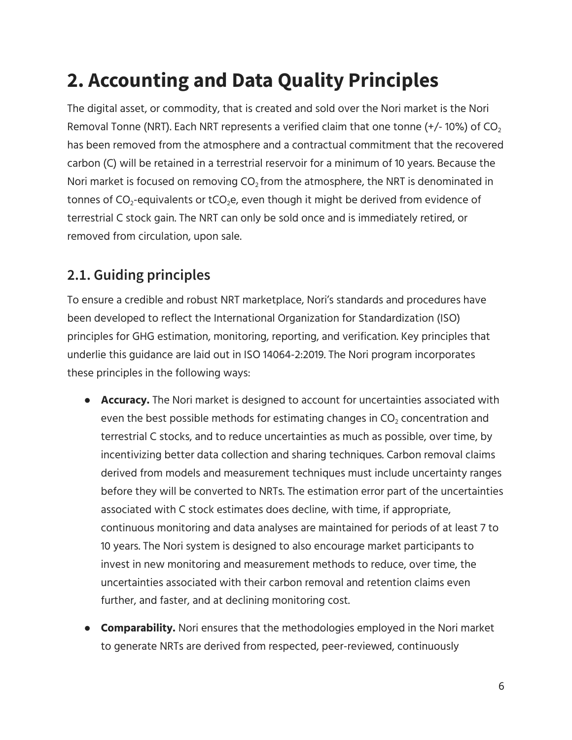# 2. Accounting and Data Quality Principles

The digital asset, or commodity, that is created and sold over the Nori market is the Nori Removal Tonne (NRT). Each NRT represents a verified claim that one tonne (+/- 10%) of $CO_2$ has been removed from the atmosphere and a contractual commitment that the recovered carbon (C) will be retained in a terrestrial reservoir for a minimum of 10 years. Because the Nori market is focused on removing $CO_2$ from the atmosphere, the NRT is denominated in tonnes of $CO_2$-equivalents or $tCO_2e$, even though it might be derived from evidence of terrestrial C stock gain. The NRT can only be sold once and is immediately retired, or removed from circulation, upon sale.

## 2.1. Guiding principles

To ensure a credible and robust NRT marketplace, Nori's standards and procedures have been developed to reflect the International Organization for Standardization (ISO) principles for GHG estimation, monitoring, reporting, and verification. Key principles that underlie this guidance are laid out in ISO 14064-2:2019. The Nori program incorporates these principles in the following ways:

- **Accuracy.** The Nori market is designed to account for uncertainties associated with even the best possible methods for estimating changes in $CO_2$ concentration and terrestrial C stocks, and to reduce uncertainties as much as possible, over time, by incentivizing better data collection and sharing techniques. Carbon removal claims derived from models and measurement techniques must include uncertainty ranges before they will be converted to NRTs. The estimation error part of the uncertainties associated with C stock estimates does decline, with time, if appropriate, continuous monitoring and data analyses are maintained for periods of at least 7 to 10 years. The Nori system is designed to also encourage market participants to invest in new monitoring and measurement methods to reduce, over time, the uncertainties associated with their carbon removal and retention claims even further, and faster, and at declining monitoring cost.

- **Comparability.** Nori ensures that the methodologies employed in the Nori market to generate NRTs are derived from respected, peer-reviewed, continuously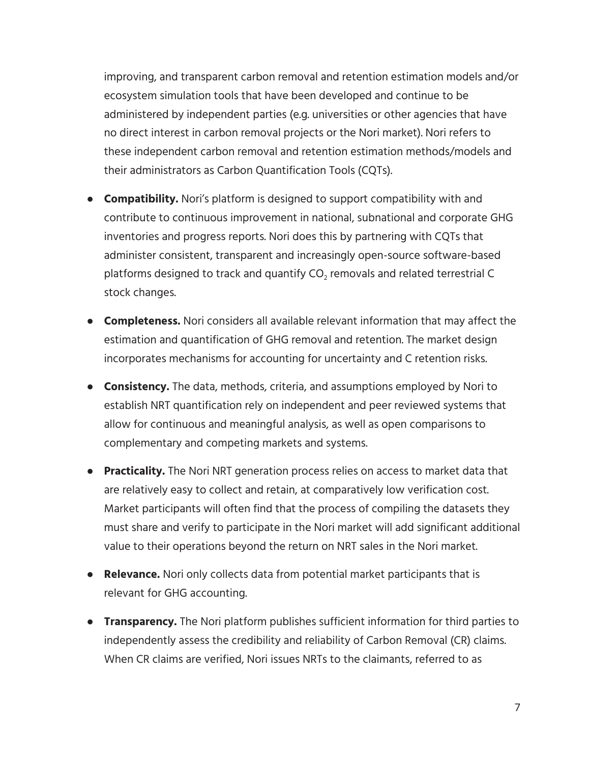improving, and transparent carbon removal and retention estimation models and/or ecosystem simulation tools that have been developed and continue to be administered by independent parties (e.g. universities or other agencies that have no direct interest in carbon removal projects or the Nori market). Nori refers to these independent carbon removal and retention estimation methods/models and their administrators as Carbon Quantification Tools (CQTs).

- **Compatibility.** Nori's platform is designed to support compatibility with and contribute to continuous improvement in national, subnational and corporate GHG inventories and progress reports. Nori does this by partnering with CQTs that administer consistent, transparent and increasingly open-source software-based platforms designed to track and quantify $CO_2$ removals and related terrestrial C stock changes.

- **Completeness.** Nori considers all available relevant information that may affect the estimation and quantification of GHG removal and retention. The market design incorporates mechanisms for accounting for uncertainty and C retention risks.

- **Consistency.** The data, methods, criteria, and assumptions employed by Nori to establish NRT quantification rely on independent and peer reviewed systems that allow for continuous and meaningful analysis, as well as open comparisons to complementary and competing markets and systems.

- **Practicality.** The Nori NRT generation process relies on access to market data that are relatively easy to collect and retain, at comparatively low verification cost. Market participants will often find that the process of compiling the datasets they must share and verify to participate in the Nori market will add significant additional value to their operations beyond the return on NRT sales in the Nori market.

- **Relevance.** Nori only collects data from potential market participants that is relevant for GHG accounting.

- **Transparency.** The Nori platform publishes sufficient information for third parties to independently assess the credibility and reliability of Carbon Removal (CR) claims. When CR claims are verified, Nori issues NRTs to the claimants, referred to as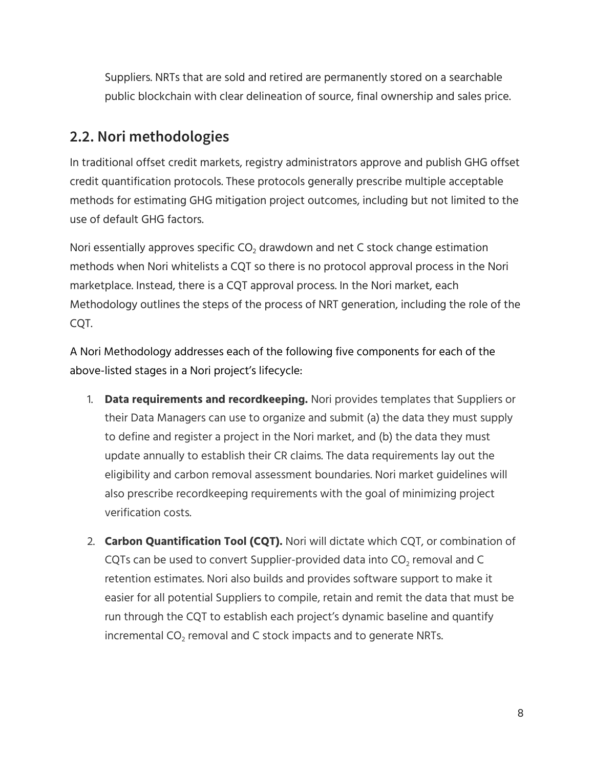Suppliers. NRTs that are sold and retired are permanently stored on a searchable public blockchain with clear delineation of source, final ownership and sales price.

## 2.2. Nori methodologies

In traditional offset credit markets, registry administrators approve and publish GHG offset credit quantification protocols. These protocols generally prescribe multiple acceptable methods for estimating GHG mitigation project outcomes, including but not limited to the use of default GHG factors.

Nori essentially approves specific $CO_2$ drawdown and net C stock change estimation methods when Nori whitelists a CQT so there is no protocol approval process in the Nori marketplace. Instead, there is a CQT approval process. In the Nori market, each Methodology outlines the steps of the process of NRT generation, including the role of the CQT.

A Nori Methodology addresses each of the following five components for each of the above-listed stages in a Nori project's lifecycle:

1. **Data requirements and recordkeeping.** Nori provides templates that Suppliers or their Data Managers can use to organize and submit (a) the data they must supply to define and register a project in the Nori market, and (b) the data they must update annually to establish their CR claims. The data requirements lay out the eligibility and carbon removal assessment boundaries. Nori market guidelines will also prescribe recordkeeping requirements with the goal of minimizing project verification costs.

2. **Carbon Quantification Tool (CQT).** Nori will dictate which CQT, or combination of CQTs can be used to convert Supplier-provided data into $CO_2$ removal and C retention estimates. Nori also builds and provides software support to make it easier for all potential Suppliers to compile, retain and remit the data that must be run through the CQT to establish each project's dynamic baseline and quantify incremental $CO_2$ removal and C stock impacts and to generate NRTs.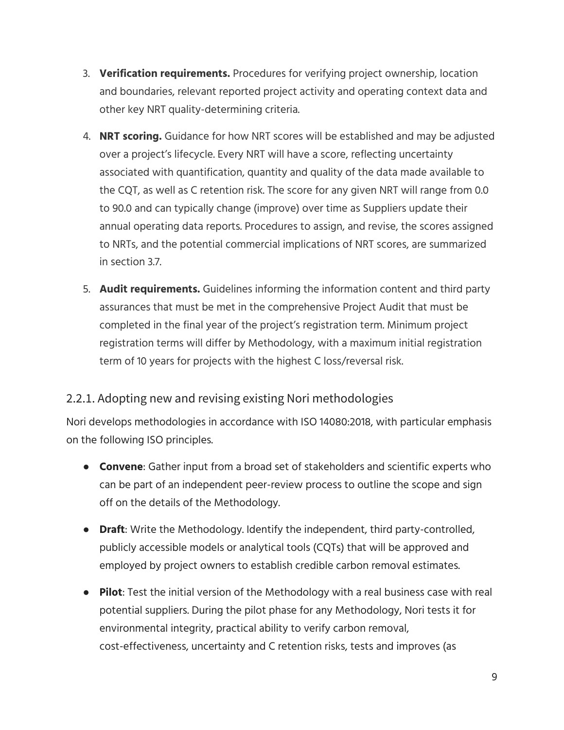3. **Verification requirements.** Procedures for verifying project ownership, location and boundaries, relevant reported project activity and operating context data and other key NRT quality-determining criteria.
4. **NRT scoring.** Guidance for how NRT scores will be established and may be adjusted over a project's lifecycle. Every NRT will have a score, reflecting uncertainty associated with quantification, quantity and quality of the data made available to the CQT, as well as C retention risk. The score for any given NRT will range from 0.0 to 90.0 and can typically change (improve) over time as Suppliers update their annual operating data reports. Procedures to assign, and revise, the scores assigned to NRTs, and the potential commercial implications of NRT scores, are summarized in section 3.7.
5. **Audit requirements.** Guidelines informing the information content and third party assurances that must be met in the comprehensive Project Audit that must be completed in the final year of the project's registration term. Minimum project registration terms will differ by Methodology, with a maximum initial registration term of 10 years for projects with the highest C loss/reversal risk.

### 2.2.1. Adopting new and revising existing Nori methodologies

Nori develops methodologies in accordance with ISO 14080:2018, with particular emphasis on the following ISO principles.

- **Convene**: Gather input from a broad set of stakeholders and scientific experts who can be part of an independent peer-review process to outline the scope and sign off on the details of the Methodology.
- **Draft**: Write the Methodology. Identify the independent, third party-controlled, publicly accessible models or analytical tools (CQTs) that will be approved and employed by project owners to establish credible carbon removal estimates.
- **Pilot**: Test the initial version of the Methodology with a real business case with real potential suppliers. During the pilot phase for any Methodology, Nori tests it for environmental integrity, practical ability to verify carbon removal, cost-effectiveness, uncertainty and C retention risks, tests and improves (as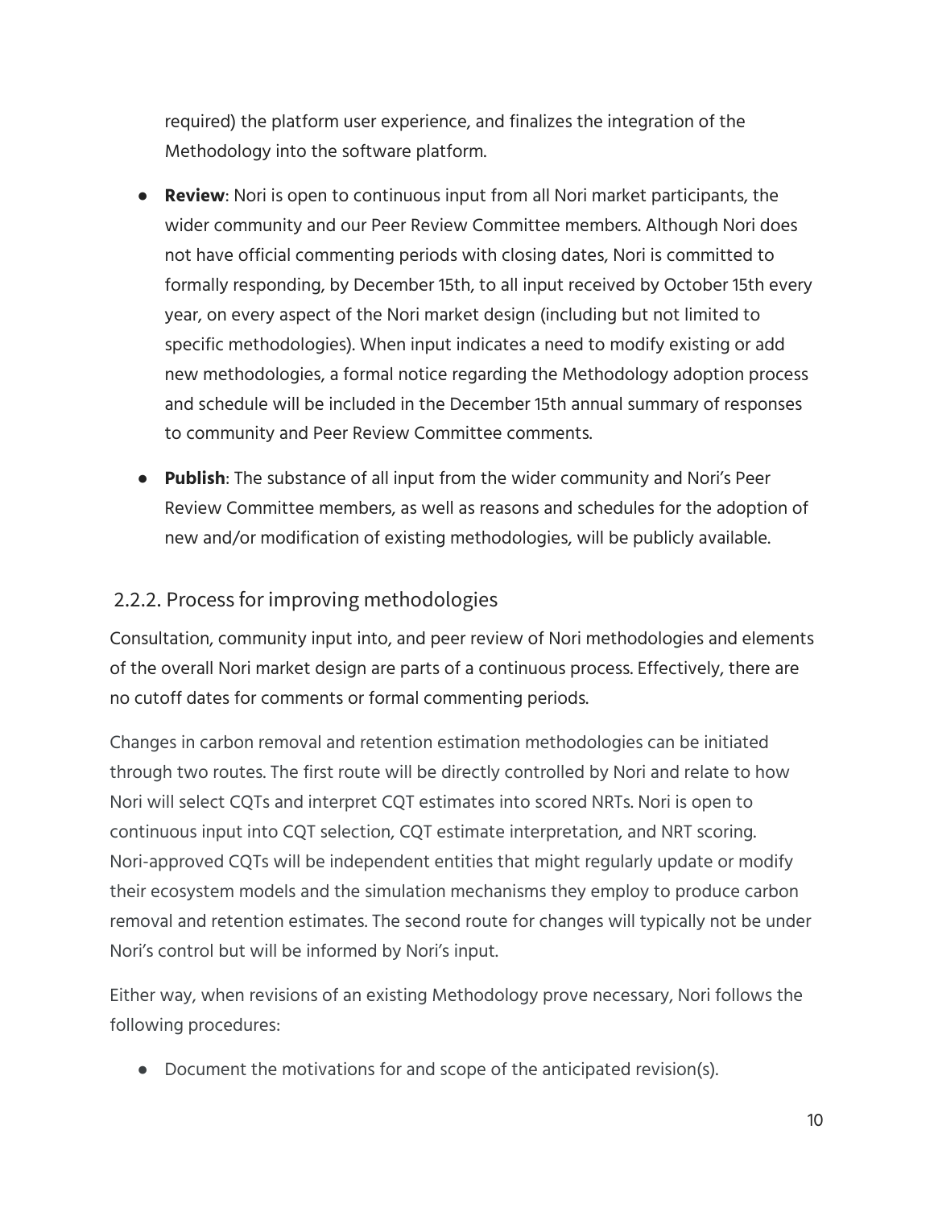required) the platform user experience, and finalizes the integration of the Methodology into the software platform.

- **Review**: Nori is open to continuous input from all Nori market participants, the wider community and our Peer Review Committee members. Although Nori does not have official commenting periods with closing dates, Nori is committed to formally responding, by December 15th, to all input received by October 15th every year, on every aspect of the Nori market design (including but not limited to specific methodologies). When input indicates a need to modify existing or add new methodologies, a formal notice regarding the Methodology adoption process and schedule will be included in the December 15th annual summary of responses to community and Peer Review Committee comments.
- **Publish**: The substance of all input from the wider community and Nori's Peer Review Committee members, as well as reasons and schedules for the adoption of new and/or modification of existing methodologies, will be publicly available.

### 2.2.2. Process for improving methodologies

Consultation, community input into, and peer review of Nori methodologies and elements of the overall Nori market design are parts of a continuous process. Effectively, there are no cutoff dates for comments or formal commenting periods.

Changes in carbon removal and retention estimation methodologies can be initiated through two routes. The first route will be directly controlled by Nori and relate to how Nori will select CQTs and interpret CQT estimates into scored NRTs. Nori is open to continuous input into CQT selection, CQT estimate interpretation, and NRT scoring. Nori-approved CQTs will be independent entities that might regularly update or modify their ecosystem models and the simulation mechanisms they employ to produce carbon removal and retention estimates. The second route for changes will typically not be under Nori's control but will be informed by Nori's input.

Either way, when revisions of an existing Methodology prove necessary, Nori follows the following procedures:

- Document the motivations for and scope of the anticipated revision(s).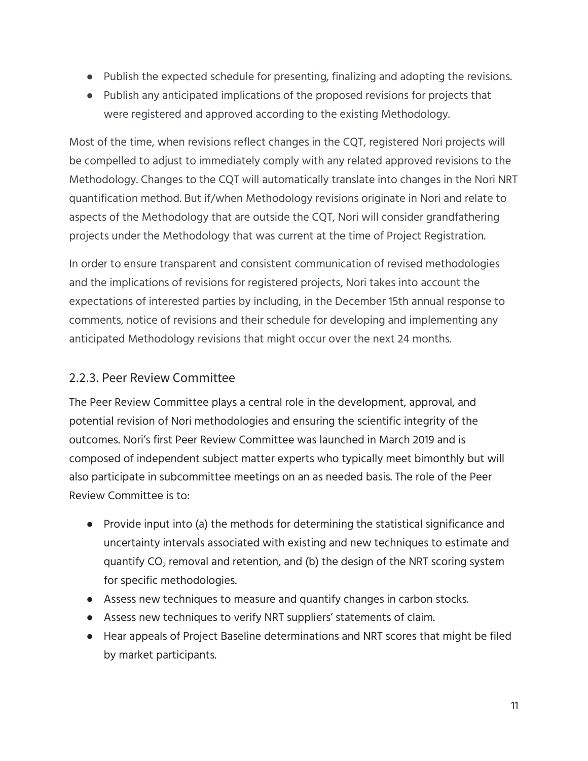- Publish the expected schedule for presenting, finalizing and adopting the revisions.
- Publish any anticipated implications of the proposed revisions for projects that were registered and approved according to the existing Methodology.

Most of the time, when revisions reflect changes in the CQT, registered Nori projects will be compelled to adjust to immediately comply with any related approved revisions to the Methodology. Changes to the CQT will automatically translate into changes in the Nori NRT quantification method. But if/when Methodology revisions originate in Nori and relate to aspects of the Methodology that are outside the CQT, Nori will consider grandfathering projects under the Methodology that was current at the time of Project Registration.

In order to ensure transparent and consistent communication of revised methodologies and the implications of revisions for registered projects, Nori takes into account the expectations of interested parties by including, in the December 15th annual response to comments, notice of revisions and their schedule for developing and implementing any anticipated Methodology revisions that might occur over the next 24 months.

### 2.2.3. Peer Review Committee

The Peer Review Committee plays a central role in the development, approval, and potential revision of Nori methodologies and ensuring the scientific integrity of the outcomes. Nori's first Peer Review Committee was launched in March 2019 and is composed of independent subject matter experts who typically meet bimonthly but will also participate in subcommittee meetings on an as needed basis. The role of the Peer Review Committee is to:

- Provide input into (a) the methods for determining the statistical significance and uncertainty intervals associated with existing and new techniques to estimate and quantify $CO_2$ removal and retention, and (b) the design of the NRT scoring system for specific methodologies.
- Assess new techniques to measure and quantify changes in carbon stocks.
- Assess new techniques to verify NRT suppliers' statements of claim.
- Hear appeals of Project Baseline determinations and NRT scores that might be filed by market participants.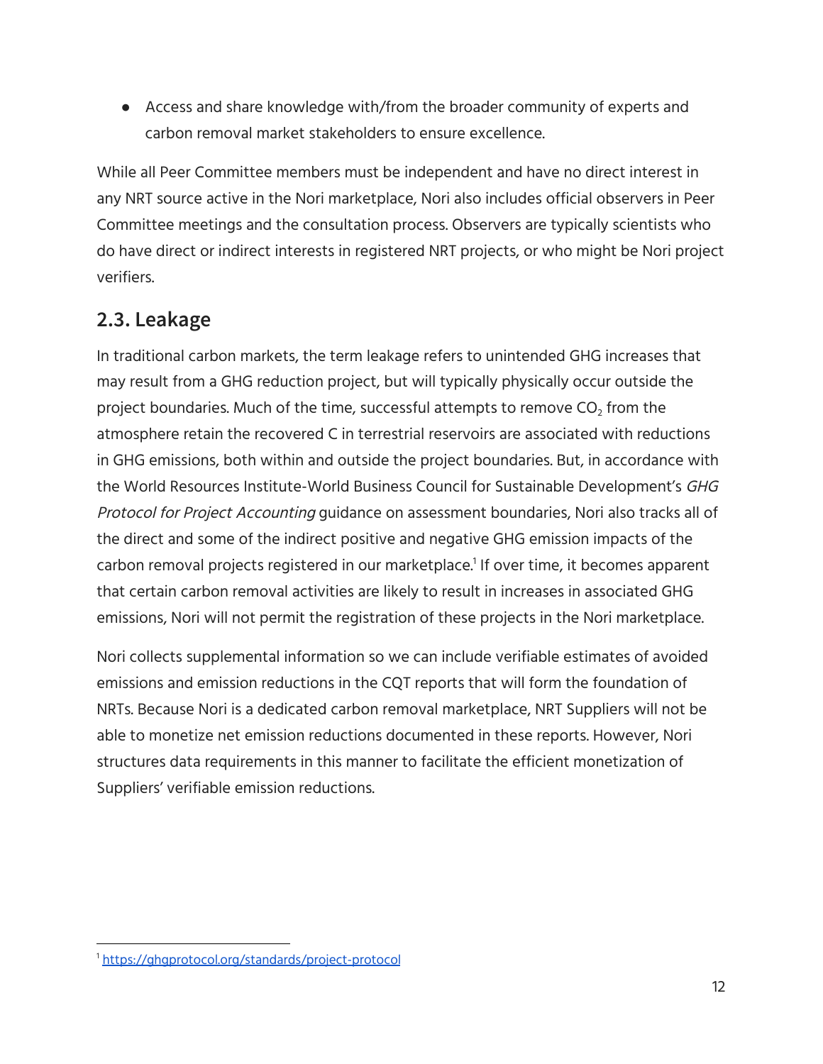- Access and share knowledge with/from the broader community of experts and carbon removal market stakeholders to ensure excellence.

While all Peer Committee members must be independent and have no direct interest in any NRT source active in the Nori marketplace, Nori also includes official observers in Peer Committee meetings and the consultation process. Observers are typically scientists who do have direct or indirect interests in registered NRT projects, or who might be Nori project verifiers.

## 2.3. Leakage

In traditional carbon markets, the term leakage refers to unintended GHG increases that may result from a GHG reduction project, but will typically physically occur outside the project boundaries. Much of the time, successful attempts to remove $CO_2$ from the atmosphere retain the recovered C in terrestrial reservoirs are associated with reductions in GHG emissions, both within and outside the project boundaries. But, in accordance with the World Resources Institute-World Business Council for Sustainable Development's *GHG Protocol for Project Accounting* guidance on assessment boundaries, Nori also tracks all of the direct and some of the indirect positive and negative GHG emission impacts of the carbon removal projects registered in our marketplace.[1] If over time, it becomes apparent that certain carbon removal activities are likely to result in increases in associated GHG emissions, Nori will not permit the registration of these projects in the Nori marketplace.

Nori collects supplemental information so we can include verifiable estimates of avoided emissions and emission reductions in the CQT reports that will form the foundation of NRTs. Because Nori is a dedicated carbon removal marketplace, NRT Suppliers will not be able to monetize net emission reductions documented in these reports. However, Nori structures data requirements in this manner to facilitate the efficient monetization of Suppliers' verifiable emission reductions.

[1] https://ghgprotocol.org/standards/project-protocol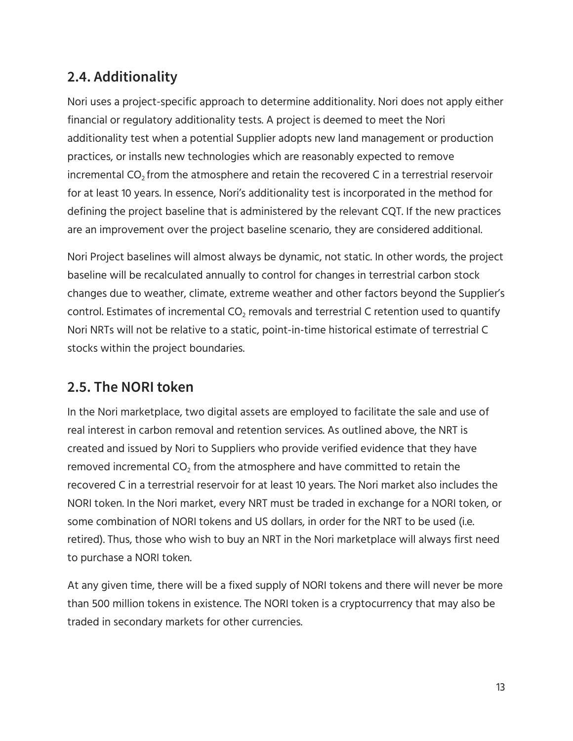## 2.4. Additionality

Nori uses a project-specific approach to determine additionality. Nori does not apply either financial or regulatory additionality tests. A project is deemed to meet the Nori additionality test when a potential Supplier adopts new land management or production practices, or installs new technologies which are reasonably expected to remove incremental $CO_2$ from the atmosphere and retain the recovered C in a terrestrial reservoir for at least 10 years. In essence, Nori's additionality test is incorporated in the method for defining the project baseline that is administered by the relevant CQT. If the new practices are an improvement over the project baseline scenario, they are considered additional.

Nori Project baselines will almost always be dynamic, not static. In other words, the project baseline will be recalculated annually to control for changes in terrestrial carbon stock changes due to weather, climate, extreme weather and other factors beyond the Supplier's control. Estimates of incremental $CO_2$ removals and terrestrial C retention used to quantify Nori NRTs will not be relative to a static, point-in-time historical estimate of terrestrial C stocks within the project boundaries.

## 2.5. The NORI token

In the Nori marketplace, two digital assets are employed to facilitate the sale and use of real interest in carbon removal and retention services. As outlined above, the NRT is created and issued by Nori to Suppliers who provide verified evidence that they have removed incremental $CO_2$ from the atmosphere and have committed to retain the recovered C in a terrestrial reservoir for at least 10 years. The Nori market also includes the NORI token. In the Nori market, every NRT must be traded in exchange for a NORI token, or some combination of NORI tokens and US dollars, in order for the NRT to be used (i.e. retired). Thus, those who wish to buy an NRT in the Nori marketplace will always first need to purchase a NORI token.

At any given time, there will be a fixed supply of NORI tokens and there will never be more than 500 million tokens in existence. The NORI token is a cryptocurrency that may also be traded in secondary markets for other currencies.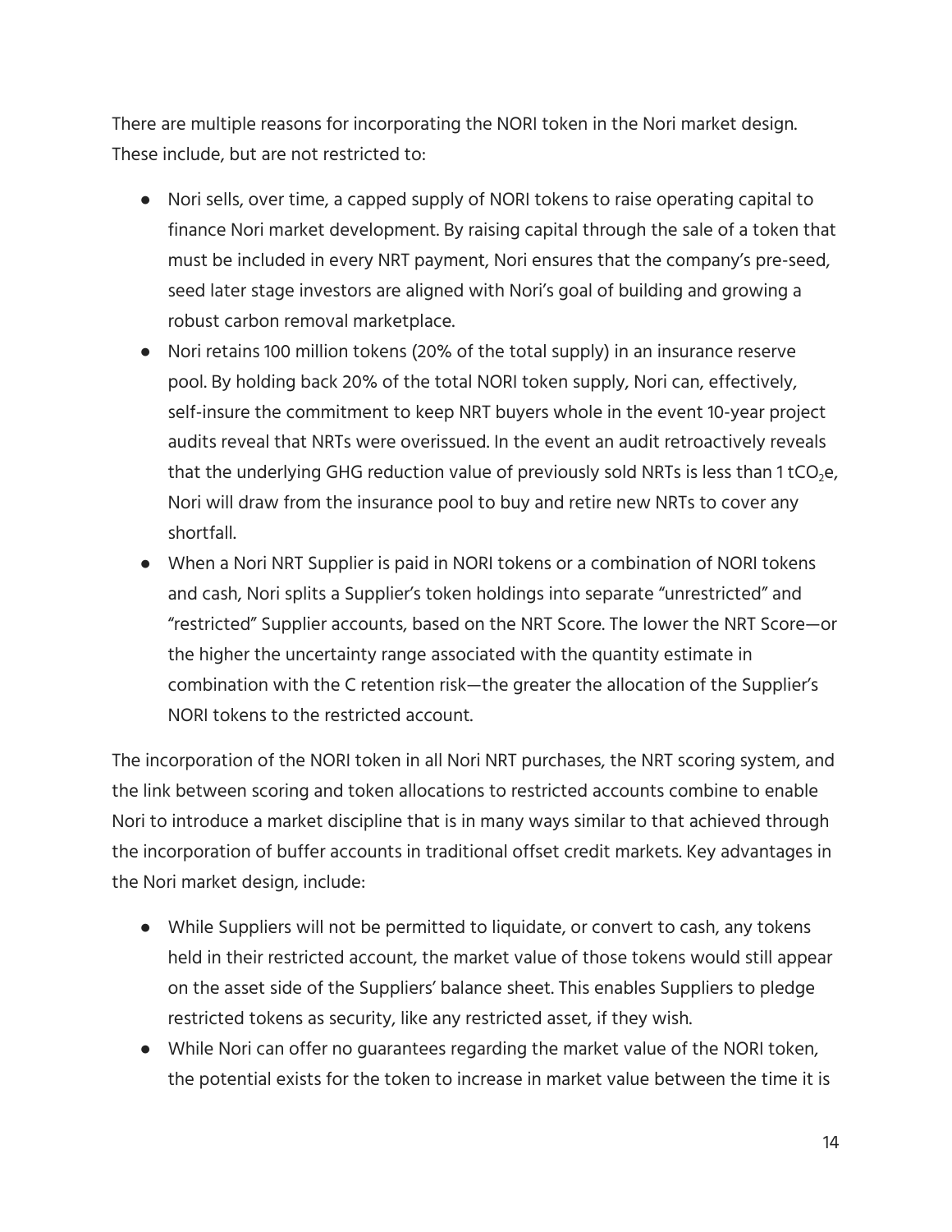There are multiple reasons for incorporating the NORI token in the Nori market design. These include, but are not restricted to:

- Nori sells, over time, a capped supply of NORI tokens to raise operating capital to finance Nori market development. By raising capital through the sale of a token that must be included in every NRT payment, Nori ensures that the company's pre-seed, seed later stage investors are aligned with Nori's goal of building and growing a robust carbon removal marketplace.
- Nori retains 100 million tokens (20% of the total supply) in an insurance reserve pool. By holding back 20% of the total NORI token supply, Nori can, effectively, self-insure the commitment to keep NRT buyers whole in the event 10-year project audits reveal that NRTs were overissued. In the event an audit retroactively reveals that the underlying GHG reduction value of previously sold NRTs is less than 1 $tCO_2e$, Nori will draw from the insurance pool to buy and retire new NRTs to cover any shortfall.
- When a Nori NRT Supplier is paid in NORI tokens or a combination of NORI tokens and cash, Nori splits a Supplier's token holdings into separate "unrestricted" and "restricted" Supplier accounts, based on the NRT Score. The lower the NRT Score—or the higher the uncertainty range associated with the quantity estimate in combination with the C retention risk—the greater the allocation of the Supplier's NORI tokens to the restricted account.

The incorporation of the NORI token in all Nori NRT purchases, the NRT scoring system, and the link between scoring and token allocations to restricted accounts combine to enable Nori to introduce a market discipline that is in many ways similar to that achieved through the incorporation of buffer accounts in traditional offset credit markets. Key advantages in the Nori market design, include:

- While Suppliers will not be permitted to liquidate, or convert to cash, any tokens held in their restricted account, the market value of those tokens would still appear on the asset side of the Suppliers' balance sheet. This enables Suppliers to pledge restricted tokens as security, like any restricted asset, if they wish.
- While Nori can offer no guarantees regarding the market value of the NORI token, the potential exists for the token to increase in market value between the time it is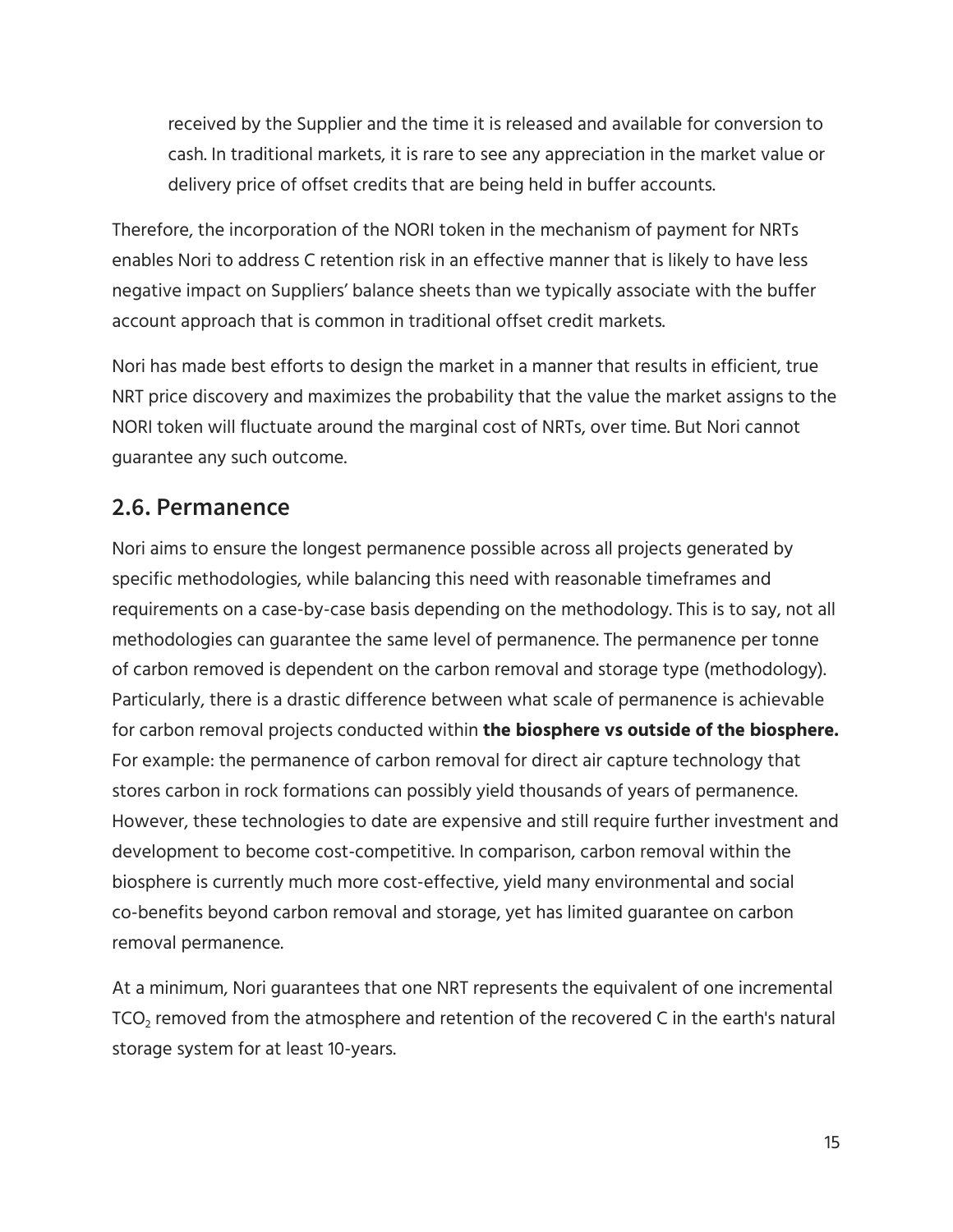received by the Supplier and the time it is released and available for conversion to cash. In traditional markets, it is rare to see any appreciation in the market value or delivery price of offset credits that are being held in buffer accounts.

Therefore, the incorporation of the NORI token in the mechanism of payment for NRTs enables Nori to address C retention risk in an effective manner that is likely to have less negative impact on Suppliers' balance sheets than we typically associate with the buffer account approach that is common in traditional offset credit markets.

Nori has made best efforts to design the market in a manner that results in efficient, true NRT price discovery and maximizes the probability that the value the market assigns to the NORI token will fluctuate around the marginal cost of NRTs, over time. But Nori cannot guarantee any such outcome.

## 2.6. Permanence

Nori aims to ensure the longest permanence possible across all projects generated by specific methodologies, while balancing this need with reasonable timeframes and requirements on a case-by-case basis depending on the methodology. This is to say, not all methodologies can guarantee the same level of permanence. The permanence per tonne of carbon removed is dependent on the carbon removal and storage type (methodology). Particularly, there is a drastic difference between what scale of permanence is achievable for carbon removal projects conducted within **the biosphere vs outside of the biosphere.** For example: the permanence of carbon removal for direct air capture technology that stores carbon in rock formations can possibly yield thousands of years of permanence. However, these technologies to date are expensive and still require further investment and development to become cost-competitive. In comparison, carbon removal within the biosphere is currently much more cost-effective, yield many environmental and social co-benefits beyond carbon removal and storage, yet has limited guarantee on carbon removal permanence.

At a minimum, Nori guarantees that one NRT represents the equivalent of one incremental $TCO_2$ removed from the atmosphere and retention of the recovered C in the earth's natural storage system for at least 10-years.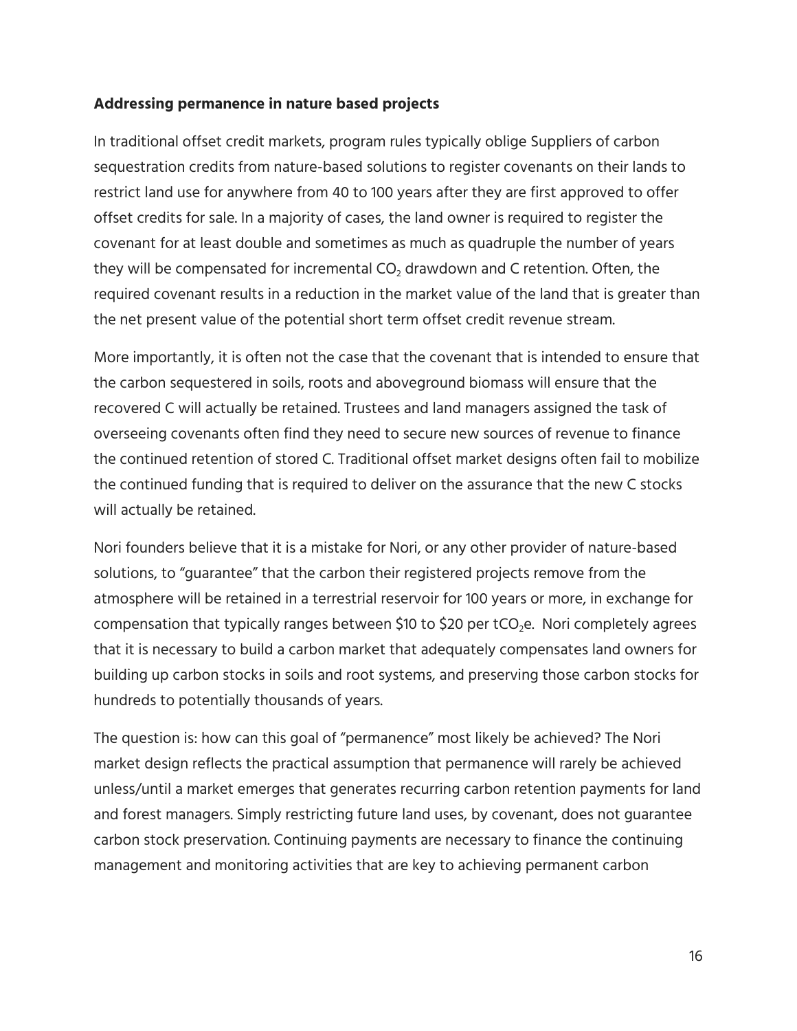**Addressing permanence in nature based projects**

In traditional offset credit markets, program rules typically oblige Suppliers of carbon sequestration credits from nature-based solutions to register covenants on their lands to restrict land use for anywhere from 40 to 100 years after they are first approved to offer offset credits for sale. In a majority of cases, the land owner is required to register the covenant for at least double and sometimes as much as quadruple the number of years they will be compensated for incremental $CO_2$ drawdown and C retention. Often, the required covenant results in a reduction in the market value of the land that is greater than the net present value of the potential short term offset credit revenue stream.

More importantly, it is often not the case that the covenant that is intended to ensure that the carbon sequestered in soils, roots and aboveground biomass will ensure that the recovered C will actually be retained. Trustees and land managers assigned the task of overseeing covenants often find they need to secure new sources of revenue to finance the continued retention of stored C. Traditional offset market designs often fail to mobilize the continued funding that is required to deliver on the assurance that the new C stocks will actually be retained.

Nori founders believe that it is a mistake for Nori, or any other provider of nature-based solutions, to "guarantee" that the carbon their registered projects remove from the atmosphere will be retained in a terrestrial reservoir for 100 years or more, in exchange for compensation that typically ranges between \$10 to \$20 per $tCO_2e$. Nori completely agrees that it is necessary to build a carbon market that adequately compensates land owners for building up carbon stocks in soils and root systems, and preserving those carbon stocks for hundreds to potentially thousands of years.

The question is: how can this goal of "permanence" most likely be achieved? The Nori market design reflects the practical assumption that permanence will rarely be achieved unless/until a market emerges that generates recurring carbon retention payments for land and forest managers. Simply restricting future land uses, by covenant, does not guarantee carbon stock preservation. Continuing payments are necessary to finance the continuing management and monitoring activities that are key to achieving permanent carbon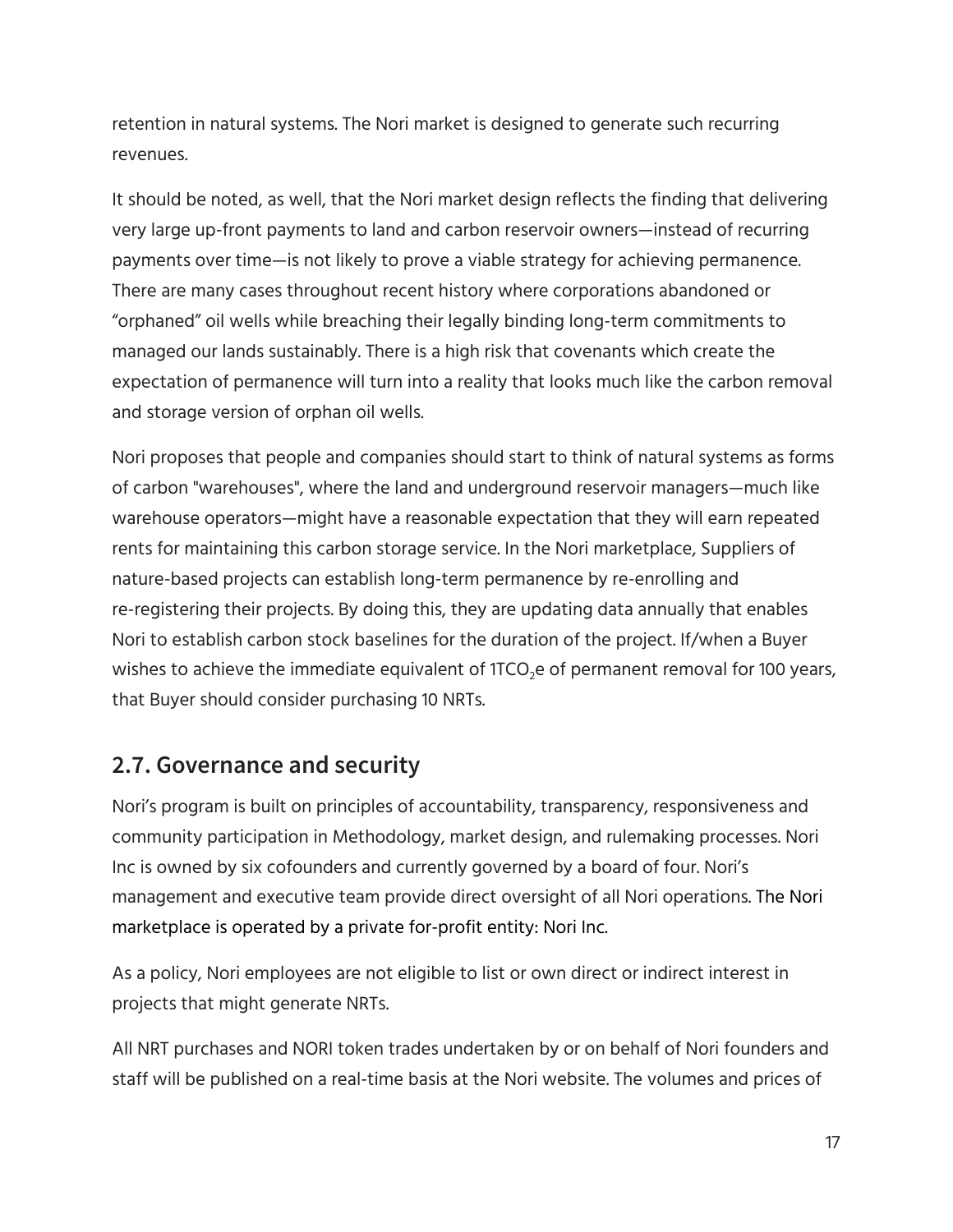retention in natural systems. The Nori market is designed to generate such recurring revenues.

It should be noted, as well, that the Nori market design reflects the finding that delivering very large up-front payments to land and carbon reservoir owners—instead of recurring payments over time—is not likely to prove a viable strategy for achieving permanence. There are many cases throughout recent history where corporations abandoned or "orphaned" oil wells while breaching their legally binding long-term commitments to managed our lands sustainably. There is a high risk that covenants which create the expectation of permanence will turn into a reality that looks much like the carbon removal and storage version of orphan oil wells.

Nori proposes that people and companies should start to think of natural systems as forms of carbon "warehouses", where the land and underground reservoir managers—much like warehouse operators—might have a reasonable expectation that they will earn repeated rents for maintaining this carbon storage service. In the Nori marketplace, Suppliers of nature-based projects can establish long-term permanence by re-enrolling and re-registering their projects. By doing this, they are updating data annually that enables Nori to establish carbon stock baselines for the duration of the project. If/when a Buyer wishes to achieve the immediate equivalent of 1$TCO_2e$ of permanent removal for 100 years, that Buyer should consider purchasing 10 NRTs.

## 2.7. Governance and security

Nori's program is built on principles of accountability, transparency, responsiveness and community participation in Methodology, market design, and rulemaking processes. Nori Inc is owned by six cofounders and currently governed by a board of four. Nori's management and executive team provide direct oversight of all Nori operations. The Nori marketplace is operated by a private for-profit entity: Nori Inc.

As a policy, Nori employees are not eligible to list or own direct or indirect interest in projects that might generate NRTs.

All NRT purchases and NORI token trades undertaken by or on behalf of Nori founders and staff will be published on a real-time basis at the Nori website. The volumes and prices of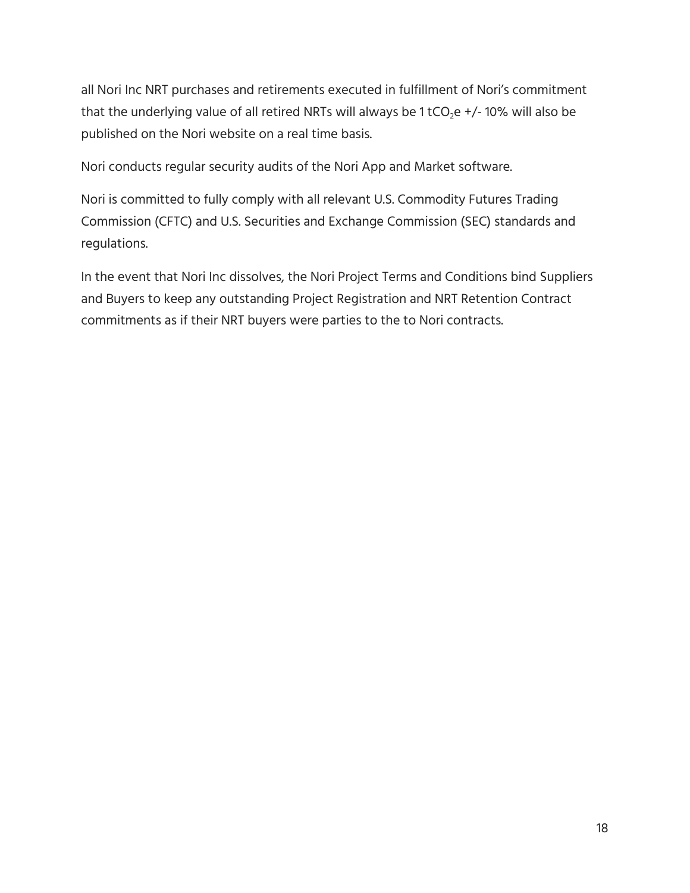all Nori Inc NRT purchases and retirements executed in fulfillment of Nori's commitment that the underlying value of all retired NRTs will always be 1 $tCO_2e$ +/- 10% will also be published on the Nori website on a real time basis.

Nori conducts regular security audits of the Nori App and Market software.

Nori is committed to fully comply with all relevant U.S. Commodity Futures Trading Commission (CFTC) and U.S. Securities and Exchange Commission (SEC) standards and regulations.

In the event that Nori Inc dissolves, the Nori Project Terms and Conditions bind Suppliers and Buyers to keep any outstanding Project Registration and NRT Retention Contract commitments as if their NRT buyers were parties to the to Nori contracts.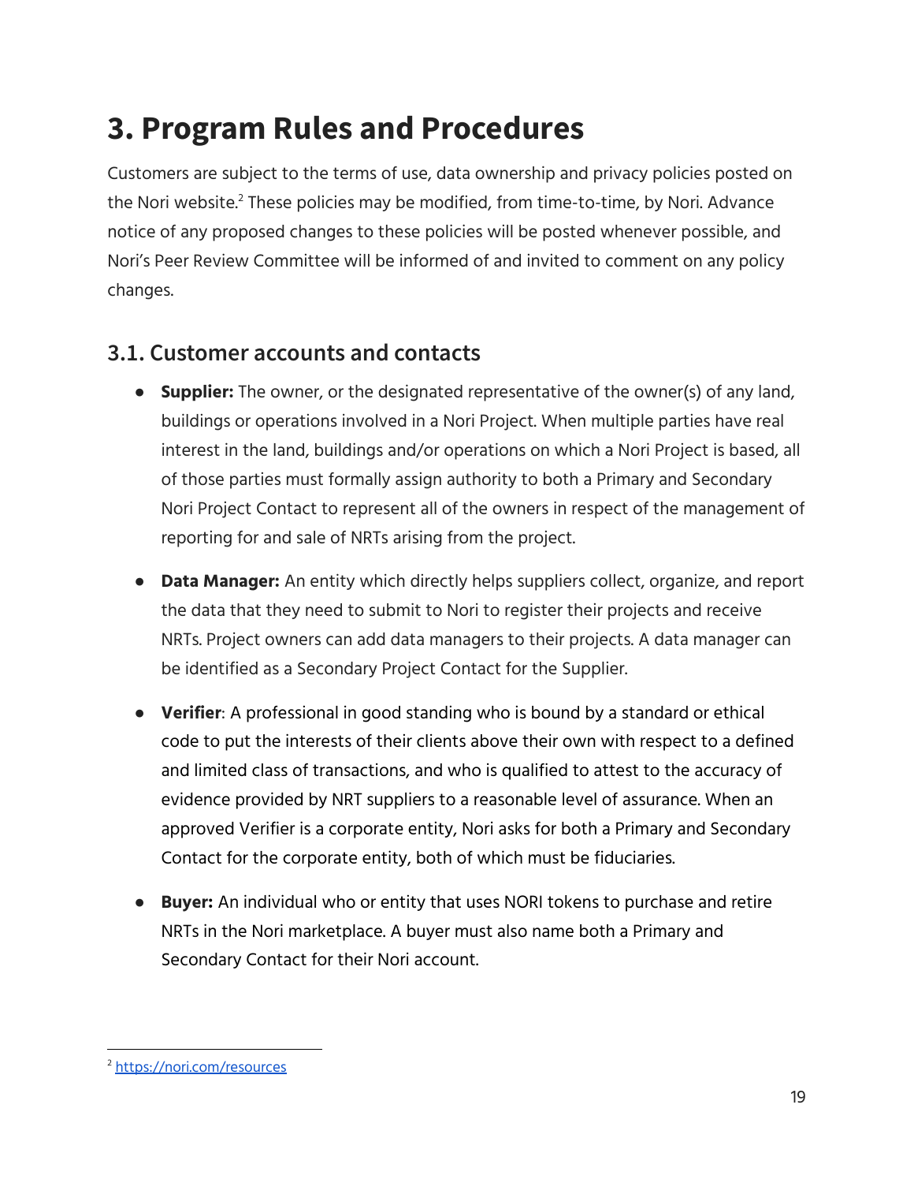# 3. Program Rules and Procedures

Customers are subject to the terms of use, data ownership and privacy policies posted on the Nori website.[2] These policies may be modified, from time-to-time, by Nori. Advance notice of any proposed changes to these policies will be posted whenever possible, and Nori's Peer Review Committee will be informed of and invited to comment on any policy changes.

## 3.1. Customer accounts and contacts

- **Supplier:** The owner, or the designated representative of the owner(s) of any land, buildings or operations involved in a Nori Project. When multiple parties have real interest in the land, buildings and/or operations on which a Nori Project is based, all of those parties must formally assign authority to both a Primary and Secondary Nori Project Contact to represent all of the owners in respect of the management of reporting for and sale of NRTs arising from the project.

- **Data Manager:** An entity which directly helps suppliers collect, organize, and report the data that they need to submit to Nori to register their projects and receive NRTs. Project owners can add data managers to their projects. A data manager can be identified as a Secondary Project Contact for the Supplier.

- **Verifier**: A professional in good standing who is bound by a standard or ethical code to put the interests of their clients above their own with respect to a defined and limited class of transactions, and who is qualified to attest to the accuracy of evidence provided by NRT suppliers to a reasonable level of assurance. When an approved Verifier is a corporate entity, Nori asks for both a Primary and Secondary Contact for the corporate entity, both of which must be fiduciaries.

- **Buyer:** An individual who or entity that uses NORI tokens to purchase and retire NRTs in the Nori marketplace. A buyer must also name both a Primary and Secondary Contact for their Nori account.

[2] https://nori.com/resources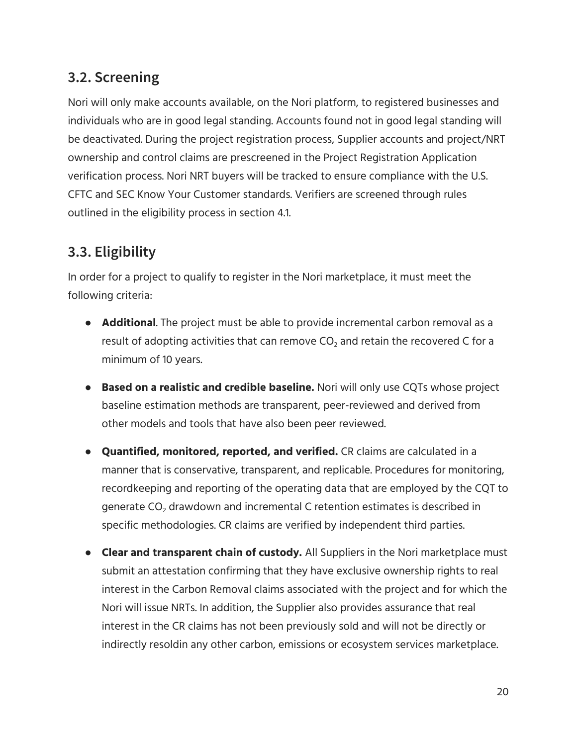## 3.2. Screening

Nori will only make accounts available, on the Nori platform, to registered businesses and individuals who are in good legal standing. Accounts found not in good legal standing will be deactivated. During the project registration process, Supplier accounts and project/NRT ownership and control claims are prescreened in the Project Registration Application verification process. Nori NRT buyers will be tracked to ensure compliance with the U.S. CFTC and SEC Know Your Customer standards. Verifiers are screened through rules outlined in the eligibility process in section 4.1.

## 3.3. Eligibility

In order for a project to qualify to register in the Nori marketplace, it must meet the following criteria:

- **Additional**. The project must be able to provide incremental carbon removal as a result of adopting activities that can remove $CO_2$ and retain the recovered C for a minimum of 10 years.
- **Based on a realistic and credible baseline.** Nori will only use CQTs whose project baseline estimation methods are transparent, peer-reviewed and derived from other models and tools that have also been peer reviewed.
- **Quantified, monitored, reported, and verified.** CR claims are calculated in a manner that is conservative, transparent, and replicable. Procedures for monitoring, recordkeeping and reporting of the operating data that are employed by the CQT to generate $CO_2$ drawdown and incremental C retention estimates is described in specific methodologies. CR claims are verified by independent third parties.
- **Clear and transparent chain of custody.** All Suppliers in the Nori marketplace must submit an attestation confirming that they have exclusive ownership rights to real interest in the Carbon Removal claims associated with the project and for which the Nori will issue NRTs. In addition, the Supplier also provides assurance that real interest in the CR claims has not been previously sold and will not be directly or indirectly resoldin any other carbon, emissions or ecosystem services marketplace.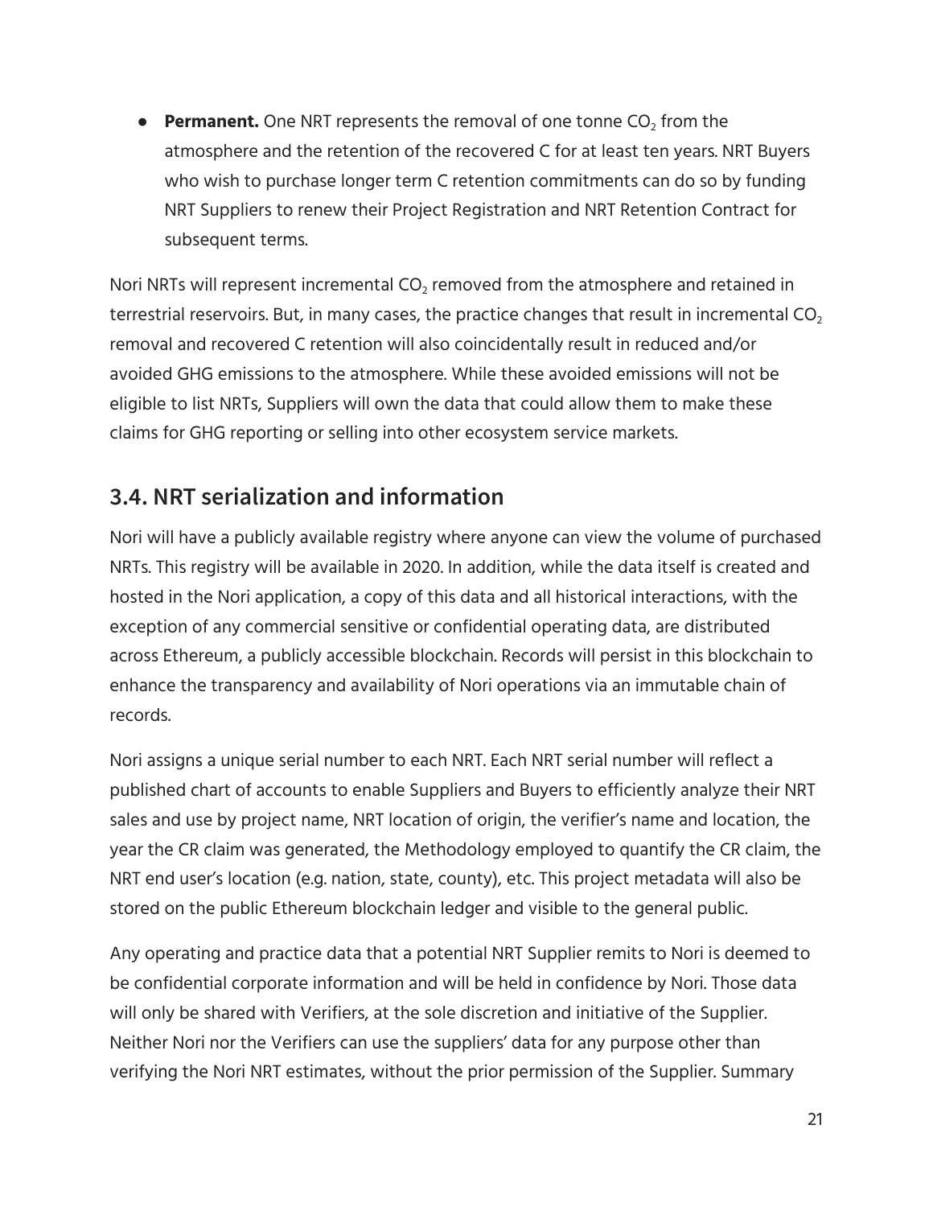- **Permanent.** One NRT represents the removal of one tonne $CO_2$ from the atmosphere and the retention of the recovered C for at least ten years. NRT Buyers who wish to purchase longer term C retention commitments can do so by funding NRT Suppliers to renew their Project Registration and NRT Retention Contract for subsequent terms.

Nori NRTs will represent incremental $CO_2$ removed from the atmosphere and retained in terrestrial reservoirs. But, in many cases, the practice changes that result in incremental $CO_2$ removal and recovered C retention will also coincidentally result in reduced and/or avoided GHG emissions to the atmosphere. While these avoided emissions will not be eligible to list NRTs, Suppliers will own the data that could allow them to make these claims for GHG reporting or selling into other ecosystem service markets.

## 3.4. NRT serialization and information

Nori will have a publicly available registry where anyone can view the volume of purchased NRTs. This registry will be available in 2020. In addition, while the data itself is created and hosted in the Nori application, a copy of this data and all historical interactions, with the exception of any commercial sensitive or confidential operating data, are distributed across Ethereum, a publicly accessible blockchain. Records will persist in this blockchain to enhance the transparency and availability of Nori operations via an immutable chain of records.

Nori assigns a unique serial number to each NRT. Each NRT serial number will reflect a published chart of accounts to enable Suppliers and Buyers to efficiently analyze their NRT sales and use by project name, NRT location of origin, the verifier's name and location, the year the CR claim was generated, the Methodology employed to quantify the CR claim, the NRT end user's location (e.g. nation, state, county), etc. This project metadata will also be stored on the public Ethereum blockchain ledger and visible to the general public.

Any operating and practice data that a potential NRT Supplier remits to Nori is deemed to be confidential corporate information and will be held in confidence by Nori. Those data will only be shared with Verifiers, at the sole discretion and initiative of the Supplier. Neither Nori nor the Verifiers can use the suppliers' data for any purpose other than verifying the Nori NRT estimates, without the prior permission of the Supplier. Summary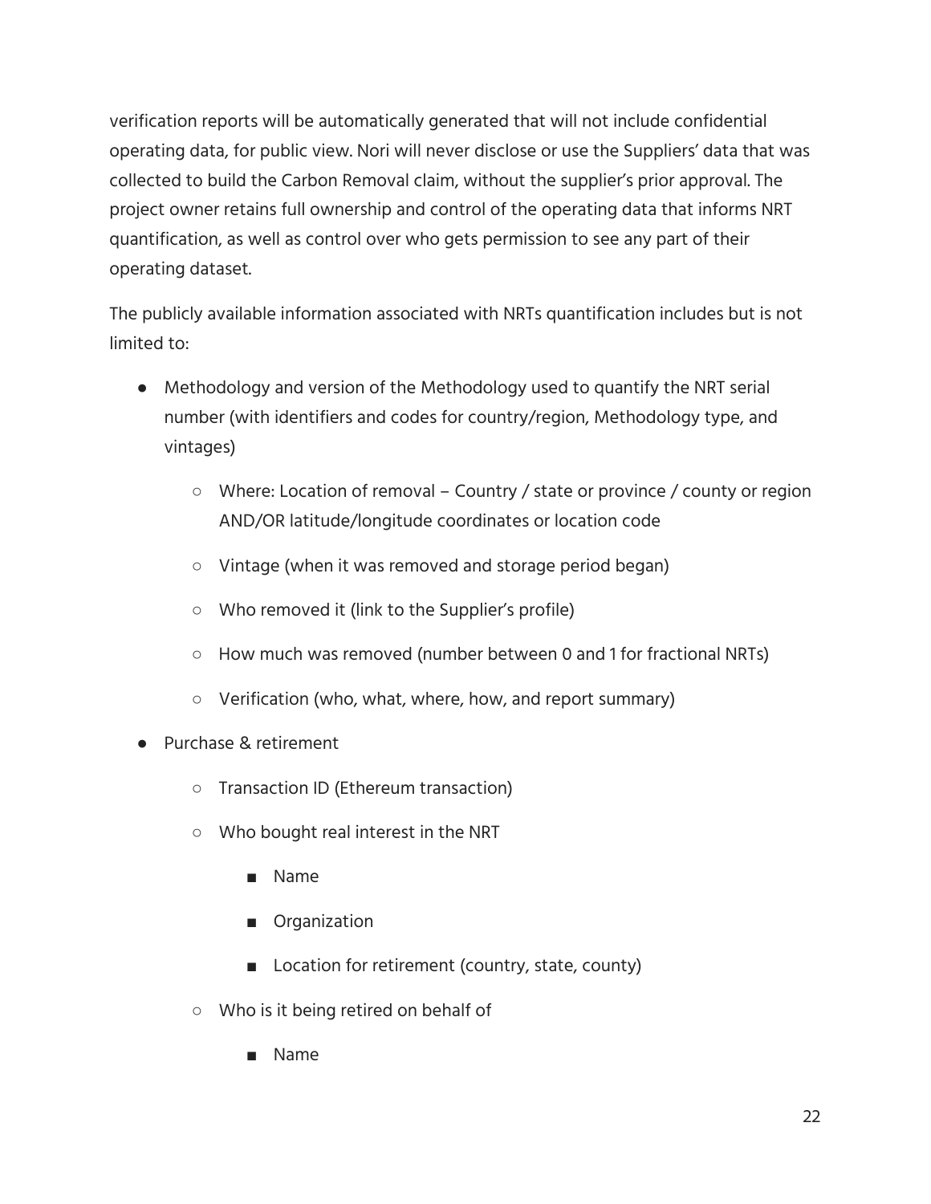verification reports will be automatically generated that will not include confidential operating data, for public view. Nori will never disclose or use the Suppliers' data that was collected to build the Carbon Removal claim, without the supplier's prior approval. The project owner retains full ownership and control of the operating data that informs NRT quantification, as well as control over who gets permission to see any part of their operating dataset.

The publicly available information associated with NRTs quantification includes but is not limited to:

- Methodology and version of the Methodology used to quantify the NRT serial number (with identifiers and codes for country/region, Methodology type, and vintages)
    - Where: Location of removal – Country / state or province / county or region AND/OR latitude/longitude coordinates or location code
    - Vintage (when it was removed and storage period began)
    - Who removed it (link to the Supplier's profile)
    - How much was removed (number between 0 and 1 for fractional NRTs)
    - Verification (who, what, where, how, and report summary)
- Purchase & retirement
    - Transaction ID (Ethereum transaction)
    - Who bought real interest in the NRT
        - Name
        - Organization
        - Location for retirement (country, state, county)
    - Who is it being retired on behalf of
        - Name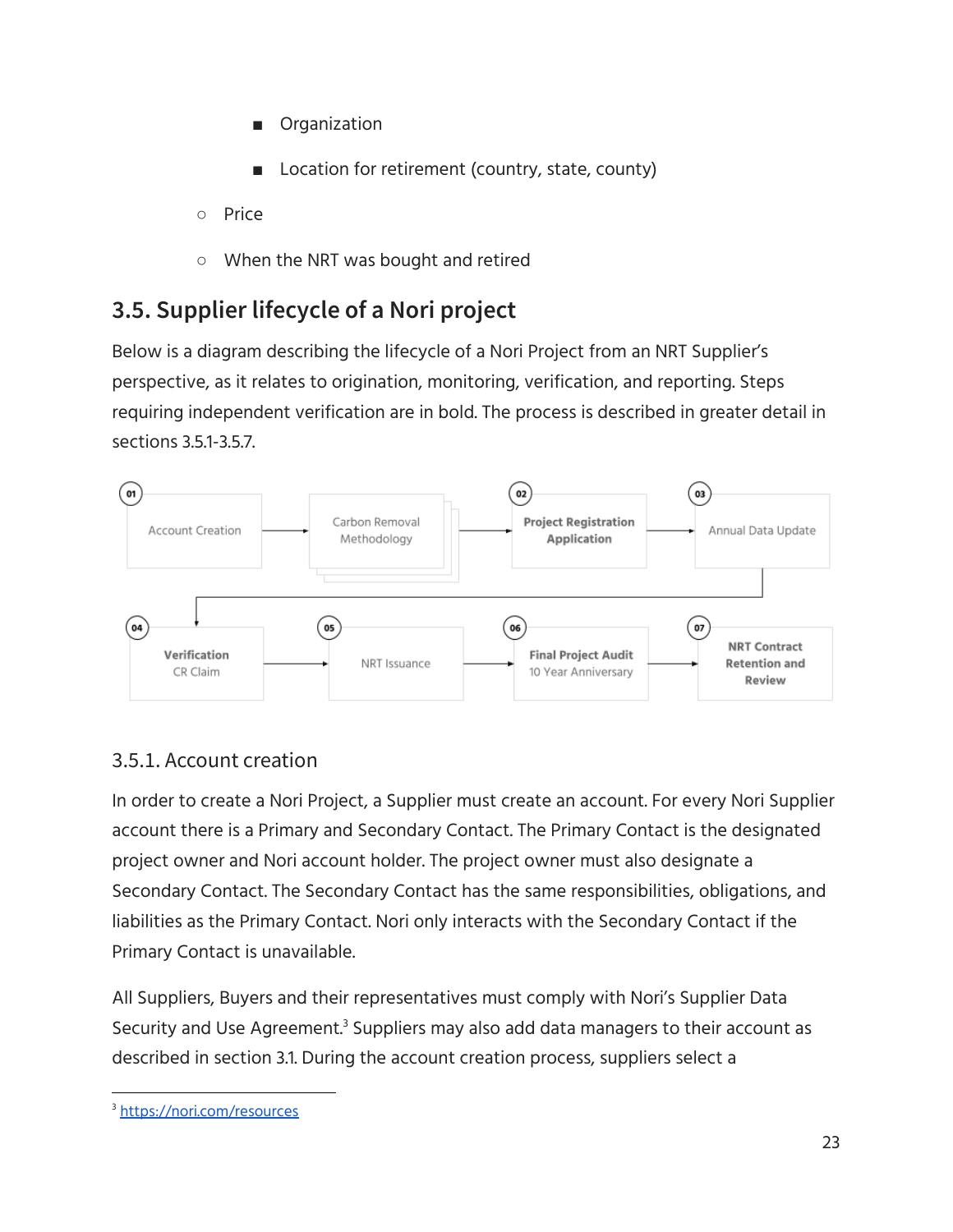- Organization
    - Location for retirement (country, state, county)
  - Price
  - When the NRT was bought and retired

## 3.5. Supplier lifecycle of a Nori project

Below is a diagram describing the lifecycle of a Nori Project from an NRT Supplier's perspective, as it relates to origination, monitoring, verification, and reporting. Steps requiring independent verification are in bold. The process is described in greater detail in sections 3.5.1-3.5.7.

01 Account Creation → Carbon Removal Methodology → 02 **Project Registration Application** → 03 Annual Data Update → 04 **Verification** CR Claim → 05 NRT Issuance → 06 **Final Project Audit** 10 Year Anniversary → 07 **NRT Contract Retention and Review**

### 3.5.1. Account creation

In order to create a Nori Project, a Supplier must create an account. For every Nori Supplier account there is a Primary and Secondary Contact. The Primary Contact is the designated project owner and Nori account holder. The project owner must also designate a Secondary Contact. The Secondary Contact has the same responsibilities, obligations, and liabilities as the Primary Contact. Nori only interacts with the Secondary Contact if the Primary Contact is unavailable.

All Suppliers, Buyers and their representatives must comply with Nori's Supplier Data Security and Use Agreement.[3] Suppliers may also add data managers to their account as described in section 3.1. During the account creation process, suppliers select a

[3] https://nori.com/resources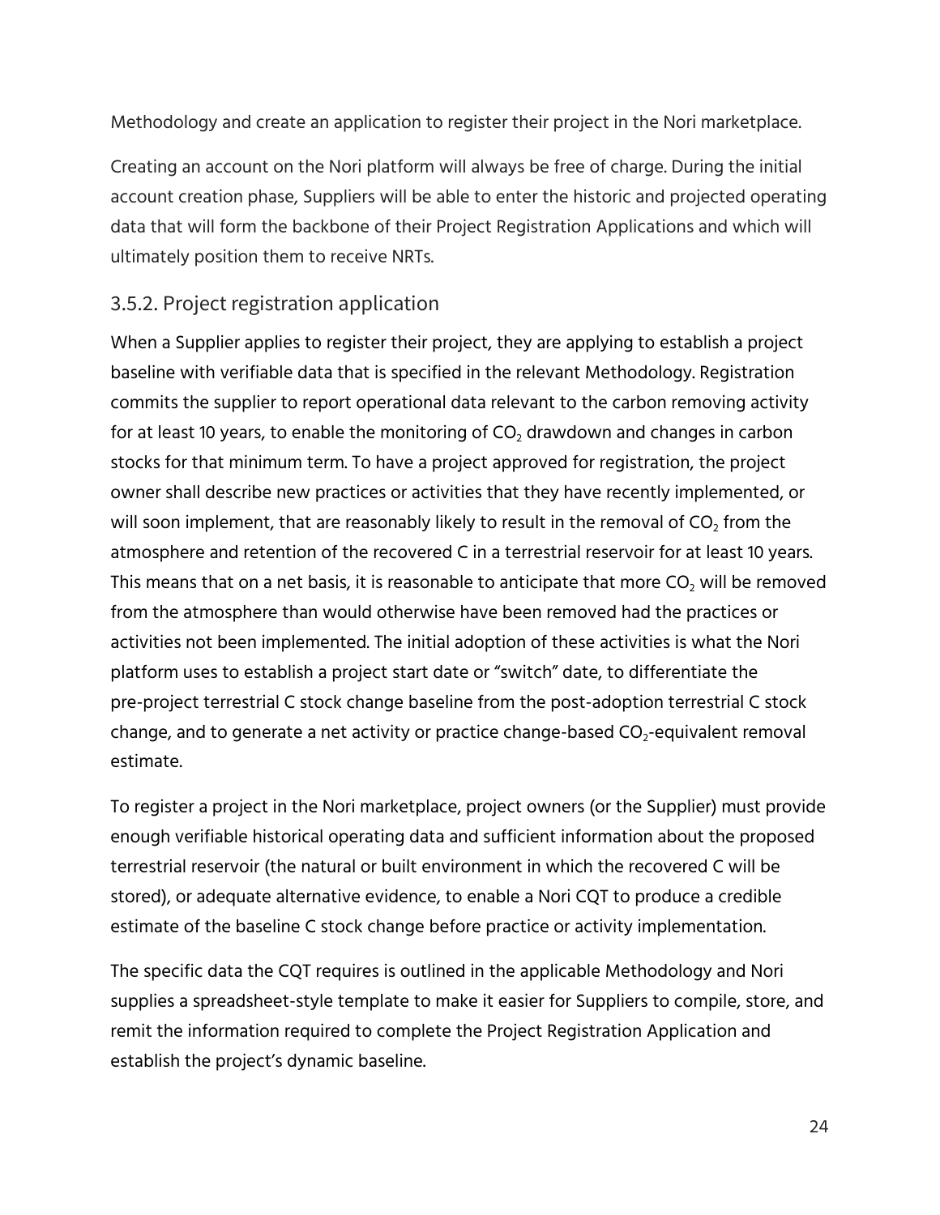Methodology and create an application to register their project in the Nori marketplace.

Creating an account on the Nori platform will always be free of charge. During the initial account creation phase, Suppliers will be able to enter the historic and projected operating data that will form the backbone of their Project Registration Applications and which will ultimately position them to receive NRTs.

### 3.5.2. Project registration application

When a Supplier applies to register their project, they are applying to establish a project baseline with verifiable data that is specified in the relevant Methodology. Registration commits the supplier to report operational data relevant to the carbon removing activity for at least 10 years, to enable the monitoring of $CO_2$ drawdown and changes in carbon stocks for that minimum term. To have a project approved for registration, the project owner shall describe new practices or activities that they have recently implemented, or will soon implement, that are reasonably likely to result in the removal of $CO_2$ from the atmosphere and retention of the recovered C in a terrestrial reservoir for at least 10 years. This means that on a net basis, it is reasonable to anticipate that more $CO_2$ will be removed from the atmosphere than would otherwise have been removed had the practices or activities not been implemented. The initial adoption of these activities is what the Nori platform uses to establish a project start date or "switch" date, to differentiate the pre-project terrestrial C stock change baseline from the post-adoption terrestrial C stock change, and to generate a net activity or practice change-based $CO_2$-equivalent removal estimate.

To register a project in the Nori marketplace, project owners (or the Supplier) must provide enough verifiable historical operating data and sufficient information about the proposed terrestrial reservoir (the natural or built environment in which the recovered C will be stored), or adequate alternative evidence, to enable a Nori CQT to produce a credible estimate of the baseline C stock change before practice or activity implementation.

The specific data the CQT requires is outlined in the applicable Methodology and Nori supplies a spreadsheet-style template to make it easier for Suppliers to compile, store, and remit the information required to complete the Project Registration Application and establish the project's dynamic baseline.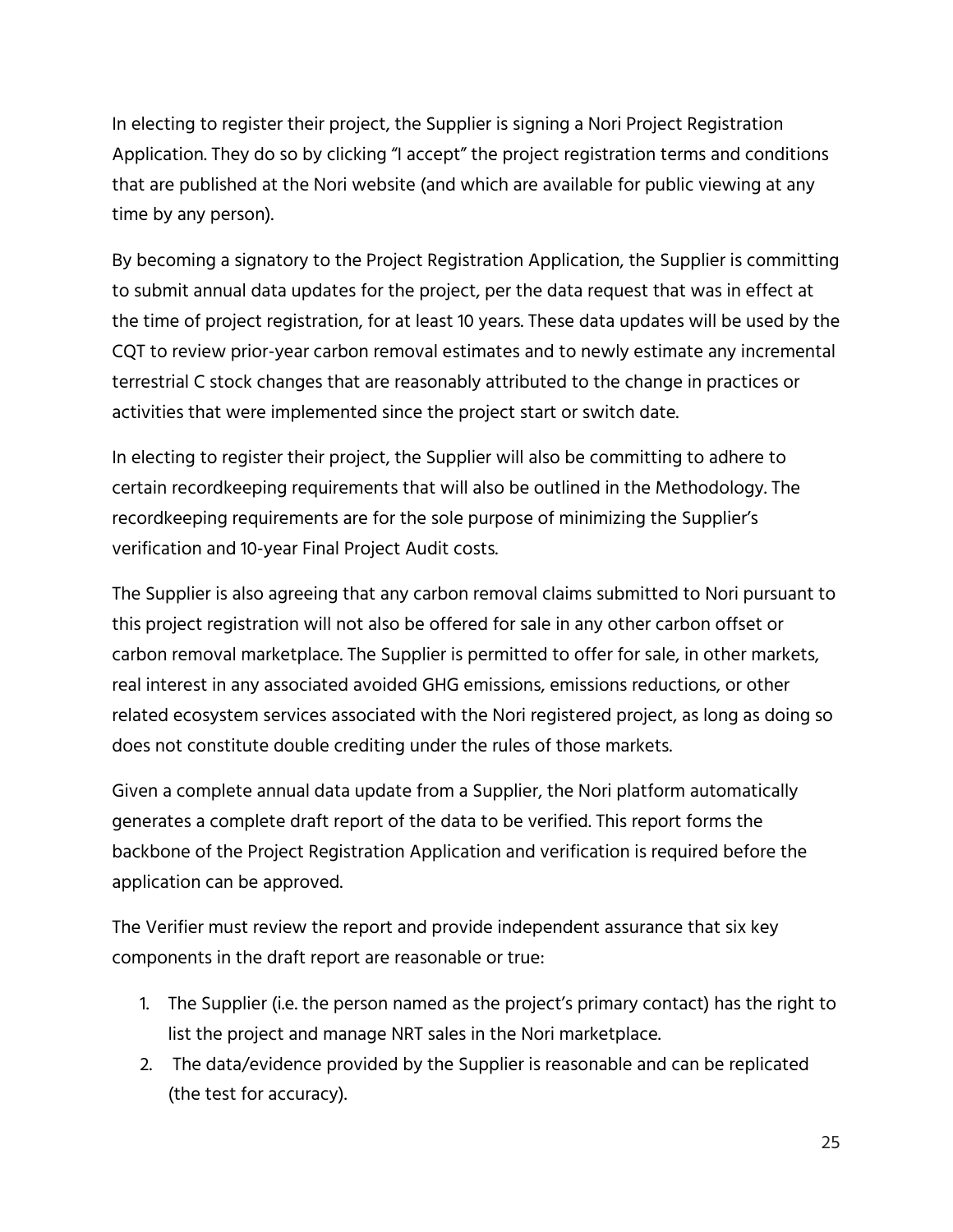In electing to register their project, the Supplier is signing a Nori Project Registration Application. They do so by clicking "I accept" the project registration terms and conditions that are published at the Nori website (and which are available for public viewing at any time by any person).

By becoming a signatory to the Project Registration Application, the Supplier is committing to submit annual data updates for the project, per the data request that was in effect at the time of project registration, for at least 10 years. These data updates will be used by the CQT to review prior-year carbon removal estimates and to newly estimate any incremental terrestrial C stock changes that are reasonably attributed to the change in practices or activities that were implemented since the project start or switch date.

In electing to register their project, the Supplier will also be committing to adhere to certain recordkeeping requirements that will also be outlined in the Methodology. The recordkeeping requirements are for the sole purpose of minimizing the Supplier's verification and 10-year Final Project Audit costs.

The Supplier is also agreeing that any carbon removal claims submitted to Nori pursuant to this project registration will not also be offered for sale in any other carbon offset or carbon removal marketplace. The Supplier is permitted to offer for sale, in other markets, real interest in any associated avoided GHG emissions, emissions reductions, or other related ecosystem services associated with the Nori registered project, as long as doing so does not constitute double crediting under the rules of those markets.

Given a complete annual data update from a Supplier, the Nori platform automatically generates a complete draft report of the data to be verified. This report forms the backbone of the Project Registration Application and verification is required before the application can be approved.

The Verifier must review the report and provide independent assurance that six key components in the draft report are reasonable or true:

1. The Supplier (i.e. the person named as the project's primary contact) has the right to list the project and manage NRT sales in the Nori marketplace.
2. The data/evidence provided by the Supplier is reasonable and can be replicated (the test for accuracy).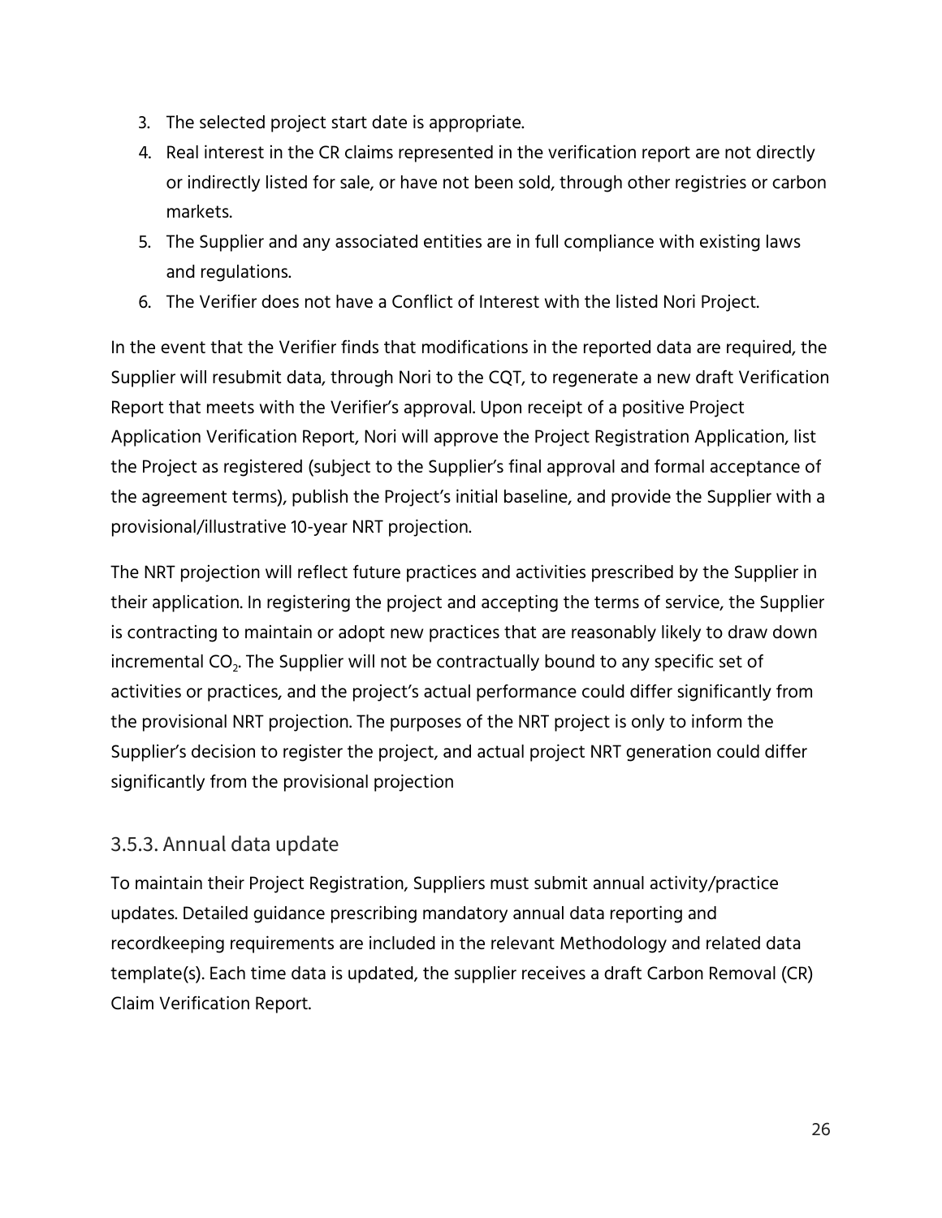3. The selected project start date is appropriate.
4. Real interest in the CR claims represented in the verification report are not directly or indirectly listed for sale, or have not been sold, through other registries or carbon markets.
5. The Supplier and any associated entities are in full compliance with existing laws and regulations.
6. The Verifier does not have a Conflict of Interest with the listed Nori Project.

In the event that the Verifier finds that modifications in the reported data are required, the Supplier will resubmit data, through Nori to the CQT, to regenerate a new draft Verification Report that meets with the Verifier's approval. Upon receipt of a positive Project Application Verification Report, Nori will approve the Project Registration Application, list the Project as registered (subject to the Supplier's final approval and formal acceptance of the agreement terms), publish the Project's initial baseline, and provide the Supplier with a provisional/illustrative 10-year NRT projection.

The NRT projection will reflect future practices and activities prescribed by the Supplier in their application. In registering the project and accepting the terms of service, the Supplier is contracting to maintain or adopt new practices that are reasonably likely to draw down incremental $CO_2$. The Supplier will not be contractually bound to any specific set of activities or practices, and the project's actual performance could differ significantly from the provisional NRT projection. The purposes of the NRT project is only to inform the Supplier's decision to register the project, and actual project NRT generation could differ significantly from the provisional projection

### 3.5.3. Annual data update

To maintain their Project Registration, Suppliers must submit annual activity/practice updates. Detailed guidance prescribing mandatory annual data reporting and recordkeeping requirements are included in the relevant Methodology and related data template(s). Each time data is updated, the supplier receives a draft Carbon Removal (CR) Claim Verification Report.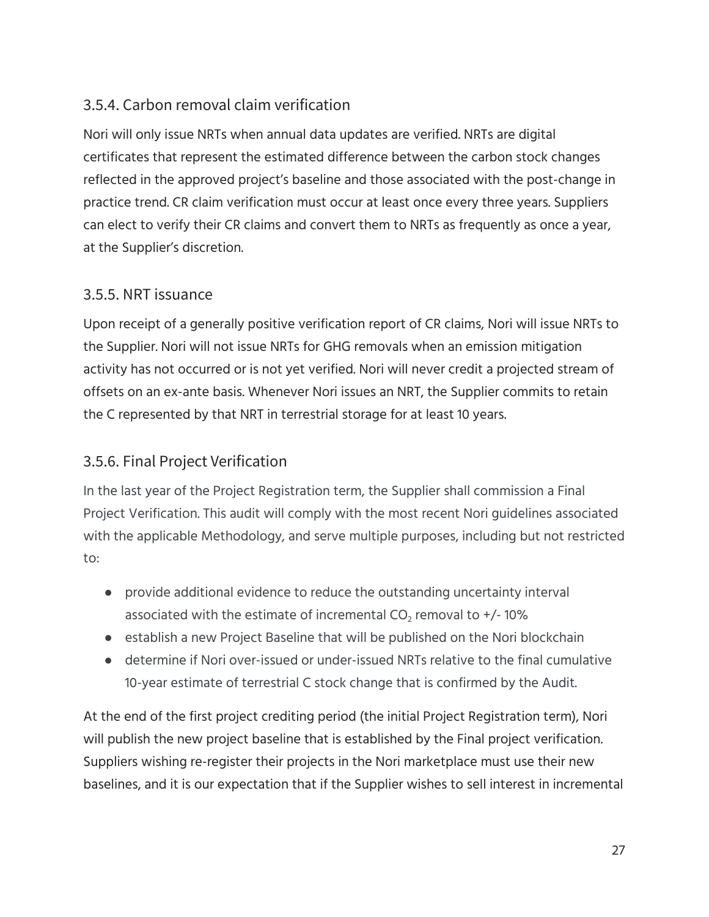### 3.5.4. Carbon removal claim verification

Nori will only issue NRTs when annual data updates are verified. NRTs are digital certificates that represent the estimated difference between the carbon stock changes reflected in the approved project's baseline and those associated with the post-change in practice trend. CR claim verification must occur at least once every three years. Suppliers can elect to verify their CR claims and convert them to NRTs as frequently as once a year, at the Supplier's discretion.

### 3.5.5. NRT issuance

Upon receipt of a generally positive verification report of CR claims, Nori will issue NRTs to the Supplier. Nori will not issue NRTs for GHG removals when an emission mitigation activity has not occurred or is not yet verified. Nori will never credit a projected stream of offsets on an ex-ante basis. Whenever Nori issues an NRT, the Supplier commits to retain the C represented by that NRT in terrestrial storage for at least 10 years.

### 3.5.6. Final Project Verification

In the last year of the Project Registration term, the Supplier shall commission a Final Project Verification. This audit will comply with the most recent Nori guidelines associated with the applicable Methodology, and serve multiple purposes, including but not restricted to:

- provide additional evidence to reduce the outstanding uncertainty interval associated with the estimate of incremental $CO_2$ removal to +/- 10%
- establish a new Project Baseline that will be published on the Nori blockchain
- determine if Nori over-issued or under-issued NRTs relative to the final cumulative 10-year estimate of terrestrial C stock change that is confirmed by the Audit.

At the end of the first project crediting period (the initial Project Registration term), Nori will publish the new project baseline that is established by the Final project verification. Suppliers wishing re-register their projects in the Nori marketplace must use their new baselines, and it is our expectation that if the Supplier wishes to sell interest in incremental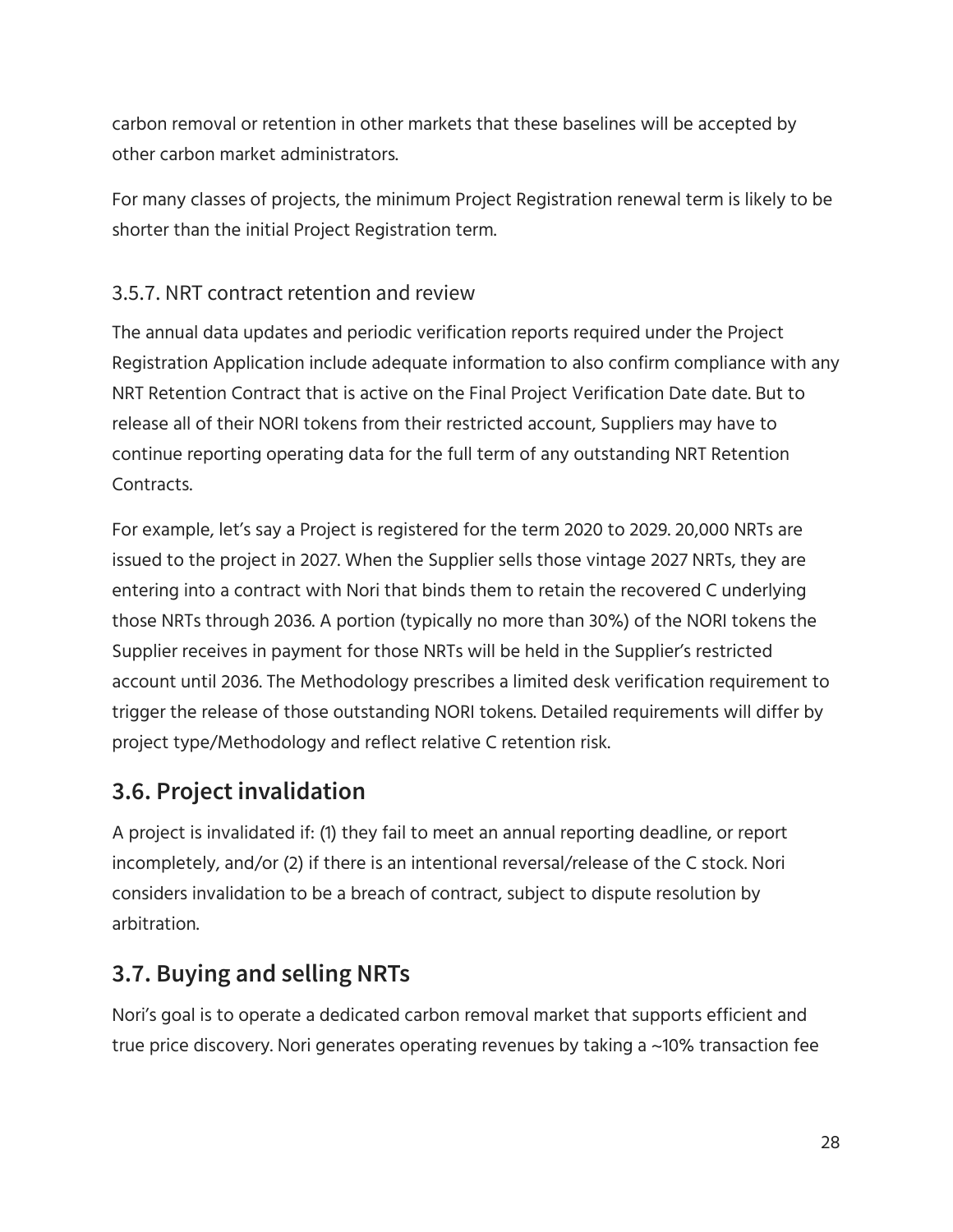carbon removal or retention in other markets that these baselines will be accepted by other carbon market administrators.

For many classes of projects, the minimum Project Registration renewal term is likely to be shorter than the initial Project Registration term.

### 3.5.7. NRT contract retention and review

The annual data updates and periodic verification reports required under the Project Registration Application include adequate information to also confirm compliance with any NRT Retention Contract that is active on the Final Project Verification Date date. But to release all of their NORI tokens from their restricted account, Suppliers may have to continue reporting operating data for the full term of any outstanding NRT Retention Contracts.

For example, let's say a Project is registered for the term 2020 to 2029. 20,000 NRTs are issued to the project in 2027. When the Supplier sells those vintage 2027 NRTs, they are entering into a contract with Nori that binds them to retain the recovered C underlying those NRTs through 2036. A portion (typically no more than 30%) of the NORI tokens the Supplier receives in payment for those NRTs will be held in the Supplier's restricted account until 2036. The Methodology prescribes a limited desk verification requirement to trigger the release of those outstanding NORI tokens. Detailed requirements will differ by project type/Methodology and reflect relative C retention risk.

## 3.6. Project invalidation

A project is invalidated if: (1) they fail to meet an annual reporting deadline, or report incompletely, and/or (2) if there is an intentional reversal/release of the C stock. Nori considers invalidation to be a breach of contract, subject to dispute resolution by arbitration.

## 3.7. Buying and selling NRTs

Nori's goal is to operate a dedicated carbon removal market that supports efficient and true price discovery. Nori generates operating revenues by taking a ~10% transaction fee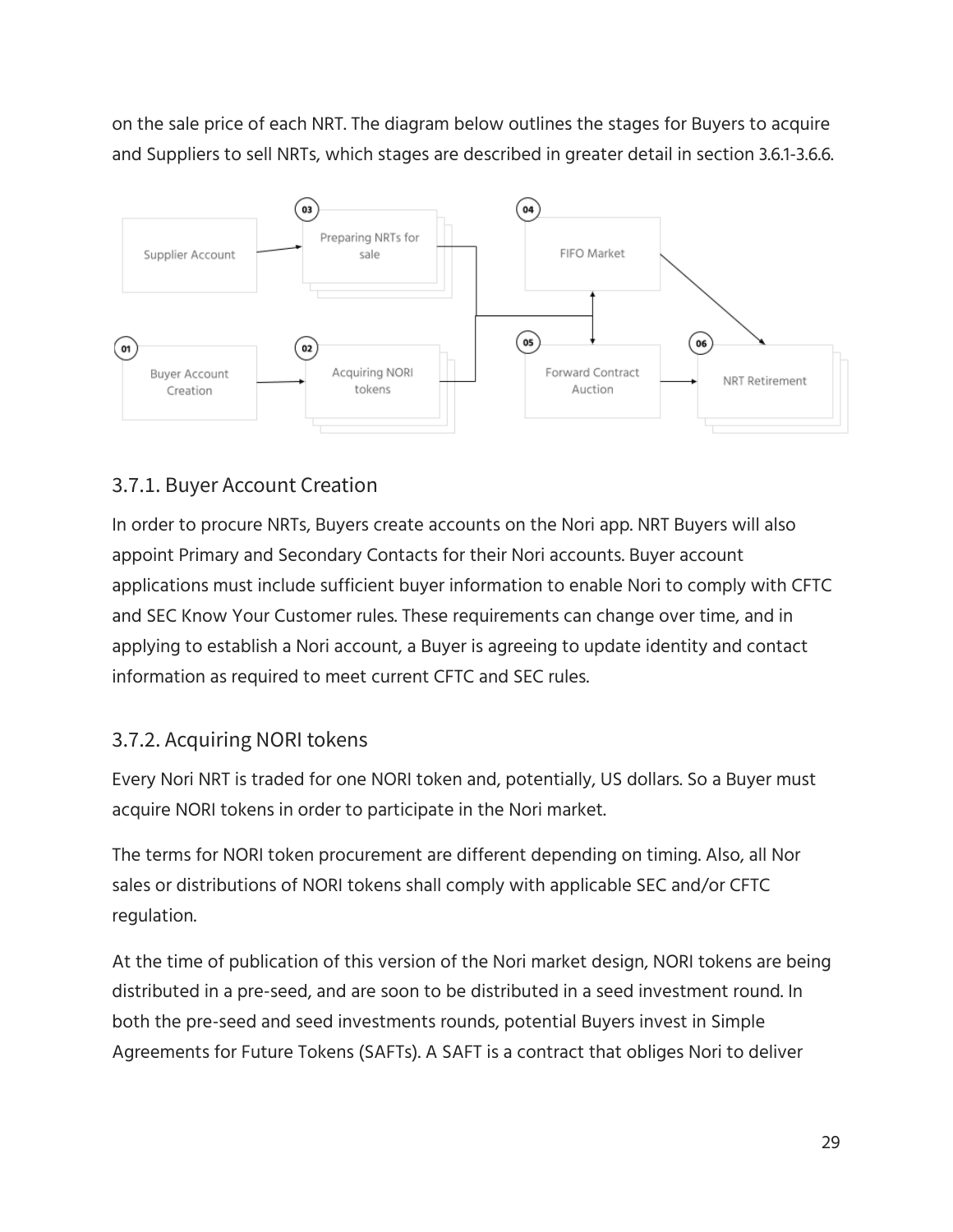on the sale price of each NRT. The diagram below outlines the stages for Buyers to acquire and Suppliers to sell NRTs, which stages are described in greater detail in section 3.6.1-3.6.6.

### 3.7.1. Buyer Account Creation

In order to procure NRTs, Buyers create accounts on the Nori app. NRT Buyers will also appoint Primary and Secondary Contacts for their Nori accounts. Buyer account applications must include sufficient buyer information to enable Nori to comply with CFTC and SEC Know Your Customer rules. These requirements can change over time, and in applying to establish a Nori account, a Buyer is agreeing to update identity and contact information as required to meet current CFTC and SEC rules.

### 3.7.2. Acquiring NORI tokens

Every Nori NRT is traded for one NORI token and, potentially, US dollars. So a Buyer must acquire NORI tokens in order to participate in the Nori market.

The terms for NORI token procurement are different depending on timing. Also, all Nor sales or distributions of NORI tokens shall comply with applicable SEC and/or CFTC regulation.

At the time of publication of this version of the Nori market design, NORI tokens are being distributed in a pre-seed, and are soon to be distributed in a seed investment round. In both the pre-seed and seed investments rounds, potential Buyers invest in Simple Agreements for Future Tokens (SAFTs). A SAFT is a contract that obliges Nori to deliver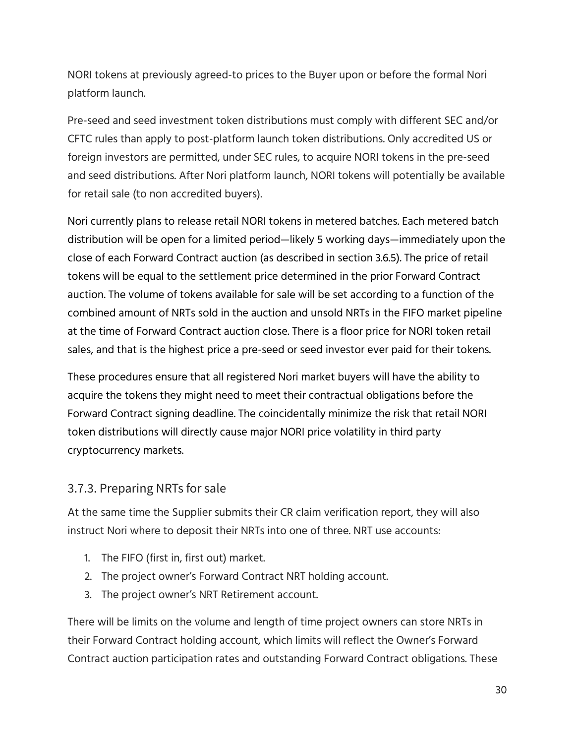NORI tokens at previously agreed-to prices to the Buyer upon or before the formal Nori platform launch.

Pre-seed and seed investment token distributions must comply with different SEC and/or CFTC rules than apply to post-platform launch token distributions. Only accredited US or foreign investors are permitted, under SEC rules, to acquire NORI tokens in the pre-seed and seed distributions. After Nori platform launch, NORI tokens will potentially be available for retail sale (to non accredited buyers).

Nori currently plans to release retail NORI tokens in metered batches. Each metered batch distribution will be open for a limited period—likely 5 working days—immediately upon the close of each Forward Contract auction (as described in section 3.6.5). The price of retail tokens will be equal to the settlement price determined in the prior Forward Contract auction. The volume of tokens available for sale will be set according to a function of the combined amount of NRTs sold in the auction and unsold NRTs in the FIFO market pipeline at the time of Forward Contract auction close. There is a floor price for NORI token retail sales, and that is the highest price a pre-seed or seed investor ever paid for their tokens.

These procedures ensure that all registered Nori market buyers will have the ability to acquire the tokens they might need to meet their contractual obligations before the Forward Contract signing deadline. The coincidentally minimize the risk that retail NORI token distributions will directly cause major NORI price volatility in third party cryptocurrency markets.

### 3.7.3. Preparing NRTs for sale

At the same time the Supplier submits their CR claim verification report, they will also instruct Nori where to deposit their NRTs into one of three. NRT use accounts:

1. The FIFO (first in, first out) market.
2. The project owner's Forward Contract NRT holding account.
3. The project owner's NRT Retirement account.

There will be limits on the volume and length of time project owners can store NRTs in their Forward Contract holding account, which limits will reflect the Owner's Forward Contract auction participation rates and outstanding Forward Contract obligations. These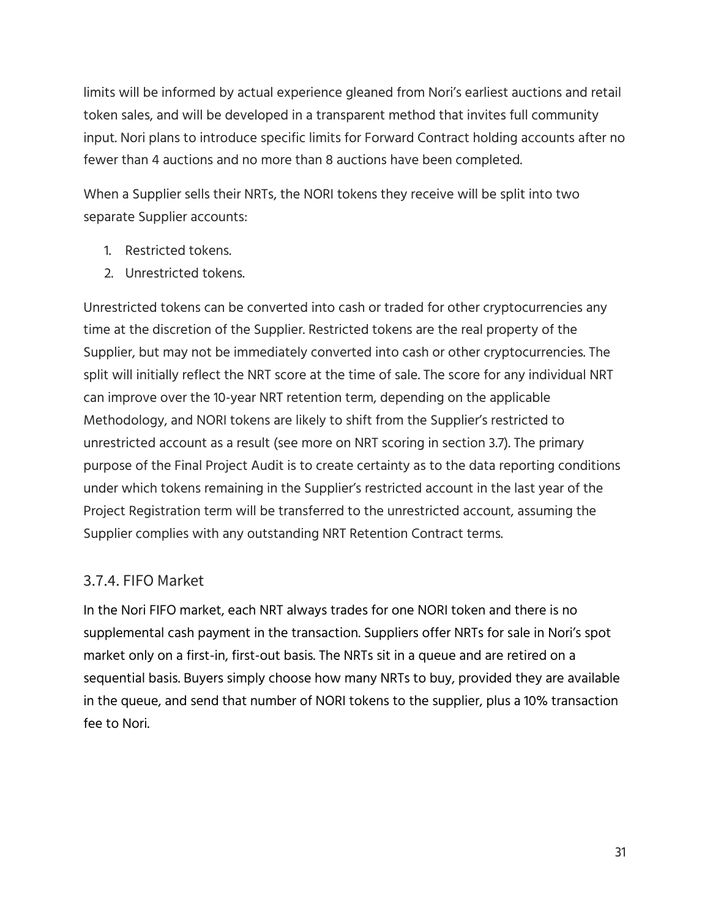limits will be informed by actual experience gleaned from Nori's earliest auctions and retail token sales, and will be developed in a transparent method that invites full community input. Nori plans to introduce specific limits for Forward Contract holding accounts after no fewer than 4 auctions and no more than 8 auctions have been completed.

When a Supplier sells their NRTs, the NORI tokens they receive will be split into two separate Supplier accounts:

1. Restricted tokens.
2. Unrestricted tokens.

Unrestricted tokens can be converted into cash or traded for other cryptocurrencies any time at the discretion of the Supplier. Restricted tokens are the real property of the Supplier, but may not be immediately converted into cash or other cryptocurrencies. The split will initially reflect the NRT score at the time of sale. The score for any individual NRT can improve over the 10-year NRT retention term, depending on the applicable Methodology, and NORI tokens are likely to shift from the Supplier's restricted to unrestricted account as a result (see more on NRT scoring in section 3.7). The primary purpose of the Final Project Audit is to create certainty as to the data reporting conditions under which tokens remaining in the Supplier's restricted account in the last year of the Project Registration term will be transferred to the unrestricted account, assuming the Supplier complies with any outstanding NRT Retention Contract terms.

### 3.7.4. FIFO Market

In the Nori FIFO market, each NRT always trades for one NORI token and there is no supplemental cash payment in the transaction. Suppliers offer NRTs for sale in Nori's spot market only on a first-in, first-out basis. The NRTs sit in a queue and are retired on a sequential basis. Buyers simply choose how many NRTs to buy, provided they are available in the queue, and send that number of NORI tokens to the supplier, plus a 10% transaction fee to Nori.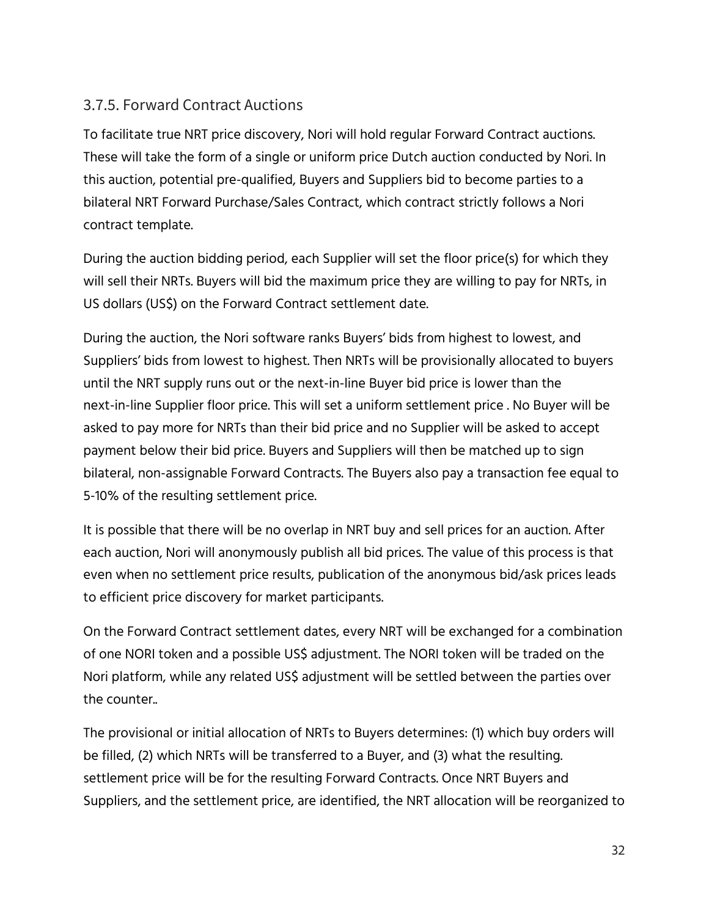### 3.7.5. Forward Contract Auctions

To facilitate true NRT price discovery, Nori will hold regular Forward Contract auctions. These will take the form of a single or uniform price Dutch auction conducted by Nori. In this auction, potential pre-qualified, Buyers and Suppliers bid to become parties to a bilateral NRT Forward Purchase/Sales Contract, which contract strictly follows a Nori contract template.

During the auction bidding period, each Supplier will set the floor price(s) for which they will sell their NRTs. Buyers will bid the maximum price they are willing to pay for NRTs, in US dollars (US$) on the Forward Contract settlement date.

During the auction, the Nori software ranks Buyers' bids from highest to lowest, and Suppliers' bids from lowest to highest. Then NRTs will be provisionally allocated to buyers until the NRT supply runs out or the next-in-line Buyer bid price is lower than the next-in-line Supplier floor price. This will set a uniform settlement price . No Buyer will be asked to pay more for NRTs than their bid price and no Supplier will be asked to accept payment below their bid price. Buyers and Suppliers will then be matched up to sign bilateral, non-assignable Forward Contracts. The Buyers also pay a transaction fee equal to 5-10% of the resulting settlement price.

It is possible that there will be no overlap in NRT buy and sell prices for an auction. After each auction, Nori will anonymously publish all bid prices. The value of this process is that even when no settlement price results, publication of the anonymous bid/ask prices leads to efficient price discovery for market participants.

On the Forward Contract settlement dates, every NRT will be exchanged for a combination of one NORI token and a possible US$ adjustment. The NORI token will be traded on the Nori platform, while any related US$ adjustment will be settled between the parties over the counter..

The provisional or initial allocation of NRTs to Buyers determines: (1) which buy orders will be filled, (2) which NRTs will be transferred to a Buyer, and (3) what the resulting. settlement price will be for the resulting Forward Contracts. Once NRT Buyers and Suppliers, and the settlement price, are identified, the NRT allocation will be reorganized to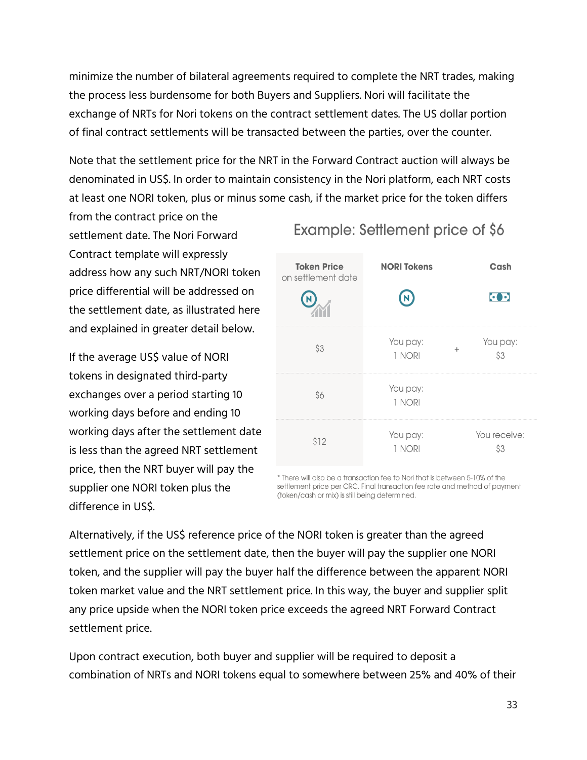minimize the number of bilateral agreements required to complete the NRT trades, making the process less burdensome for both Buyers and Suppliers. Nori will facilitate the exchange of NRTs for Nori tokens on the contract settlement dates. The US dollar portion of final contract settlements will be transacted between the parties, over the counter.

Note that the settlement price for the NRT in the Forward Contract auction will always be denominated in US$. In order to maintain consistency in the Nori platform, each NRT costs at least one NORI token, plus or minus some cash, if the market price for the token differs from the contract price on the settlement date. The Nori Forward Contract template will expressly address how any such NRT/NORI token price differential will be addressed on the settlement date, as illustrated here and explained in greater detail below.

**Example: Settlement price of $6**

| Token Price on settlement date | NORI Tokens | | Cash |
|---|---|---|---|
| $3 | You pay: 1 NORI | + | You pay: $3 |
| $6 | You pay: 1 NORI | | |
| $12 | You pay: 1 NORI | | You receive: $3 |

\* There will also be a transaction fee to Nori that is between 5-10% of the settlement price per CRC. Final transaction fee rate and method of payment (token/cash or mix) is still being determined.

If the average US$ value of NORI tokens in designated third-party exchanges over a period starting 10 working days before and ending 10 working days after the settlement date is less than the agreed NRT settlement price, then the NRT buyer will pay the supplier one NORI token plus the difference in US$.

Alternatively, if the US$ reference price of the NORI token is greater than the agreed settlement price on the settlement date, then the buyer will pay the supplier one NORI token, and the supplier will pay the buyer half the difference between the apparent NORI token market value and the NRT settlement price. In this way, the buyer and supplier split any price upside when the NORI token price exceeds the agreed NRT Forward Contract settlement price.

Upon contract execution, both buyer and supplier will be required to deposit a combination of NRTs and NORI tokens equal to somewhere between 25% and 40% of their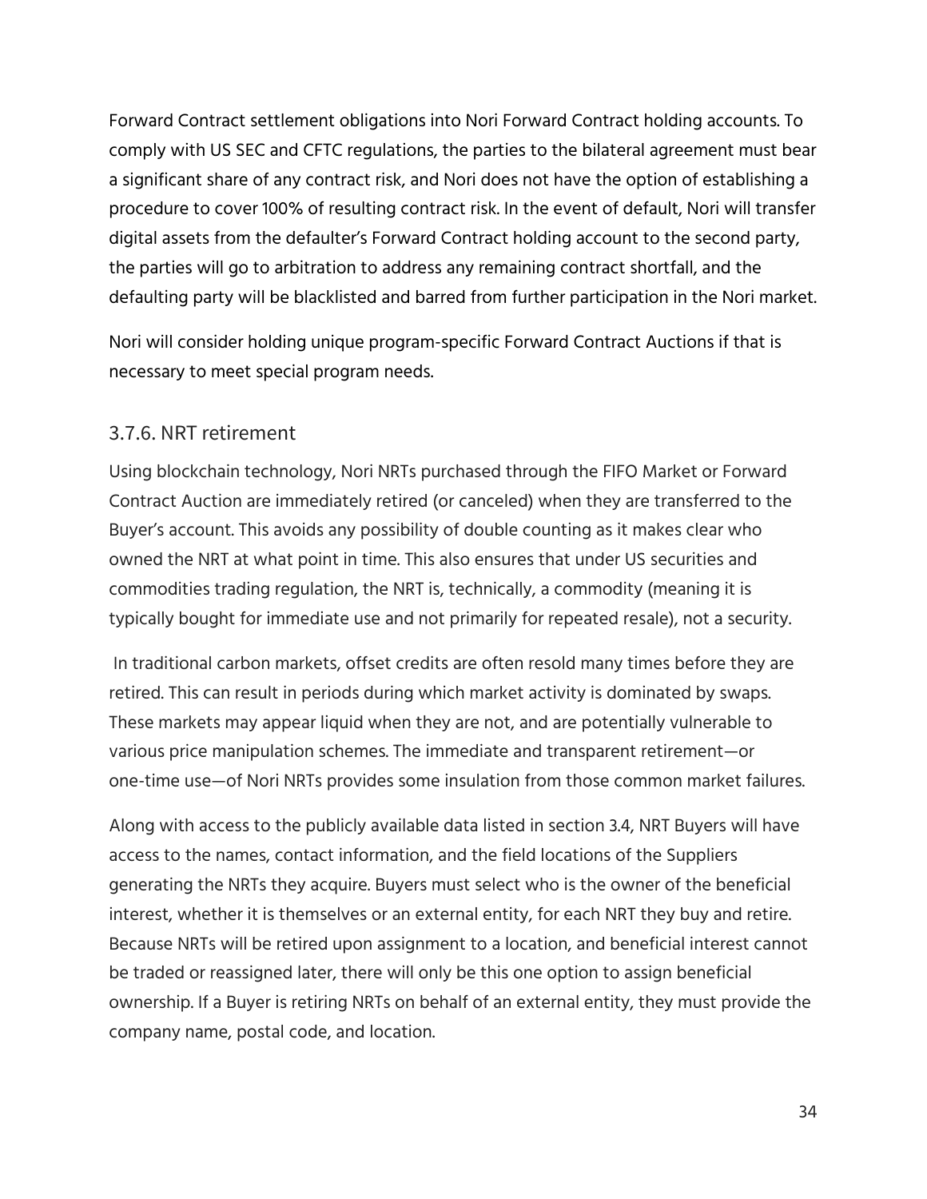Forward Contract settlement obligations into Nori Forward Contract holding accounts. To comply with US SEC and CFTC regulations, the parties to the bilateral agreement must bear a significant share of any contract risk, and Nori does not have the option of establishing a procedure to cover 100% of resulting contract risk. In the event of default, Nori will transfer digital assets from the defaulter's Forward Contract holding account to the second party, the parties will go to arbitration to address any remaining contract shortfall, and the defaulting party will be blacklisted and barred from further participation in the Nori market.

Nori will consider holding unique program-specific Forward Contract Auctions if that is necessary to meet special program needs.

### 3.7.6. NRT retirement

Using blockchain technology, Nori NRTs purchased through the FIFO Market or Forward Contract Auction are immediately retired (or canceled) when they are transferred to the Buyer's account. This avoids any possibility of double counting as it makes clear who owned the NRT at what point in time. This also ensures that under US securities and commodities trading regulation, the NRT is, technically, a commodity (meaning it is typically bought for immediate use and not primarily for repeated resale), not a security.

In traditional carbon markets, offset credits are often resold many times before they are retired. This can result in periods during which market activity is dominated by swaps. These markets may appear liquid when they are not, and are potentially vulnerable to various price manipulation schemes. The immediate and transparent retirement—or one-time use—of Nori NRTs provides some insulation from those common market failures.

Along with access to the publicly available data listed in section 3.4, NRT Buyers will have access to the names, contact information, and the field locations of the Suppliers generating the NRTs they acquire. Buyers must select who is the owner of the beneficial interest, whether it is themselves or an external entity, for each NRT they buy and retire. Because NRTs will be retired upon assignment to a location, and beneficial interest cannot be traded or reassigned later, there will only be this one option to assign beneficial ownership. If a Buyer is retiring NRTs on behalf of an external entity, they must provide the company name, postal code, and location.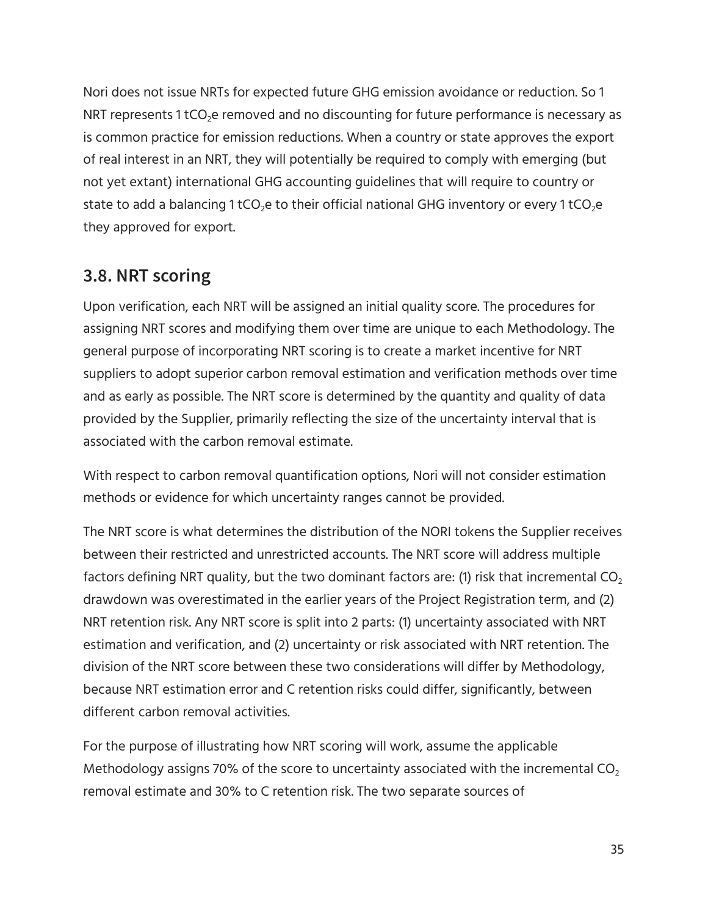Nori does not issue NRTs for expected future GHG emission avoidance or reduction. So 1 NRT represents 1 $tCO_2e$ removed and no discounting for future performance is necessary as is common practice for emission reductions. When a country or state approves the export of real interest in an NRT, they will potentially be required to comply with emerging (but not yet extant) international GHG accounting guidelines that will require to country or state to add a balancing 1 $tCO_2e$ to their official national GHG inventory or every 1 $tCO_2e$ they approved for export.

## 3.8. NRT scoring

Upon verification, each NRT will be assigned an initial quality score. The procedures for assigning NRT scores and modifying them over time are unique to each Methodology. The general purpose of incorporating NRT scoring is to create a market incentive for NRT suppliers to adopt superior carbon removal estimation and verification methods over time and as early as possible. The NRT score is determined by the quantity and quality of data provided by the Supplier, primarily reflecting the size of the uncertainty interval that is associated with the carbon removal estimate.

With respect to carbon removal quantification options, Nori will not consider estimation methods or evidence for which uncertainty ranges cannot be provided.

The NRT score is what determines the distribution of the NORI tokens the Supplier receives between their restricted and unrestricted accounts. The NRT score will address multiple factors defining NRT quality, but the two dominant factors are: (1) risk that incremental $CO_2$ drawdown was overestimated in the earlier years of the Project Registration term, and (2) NRT retention risk. Any NRT score is split into 2 parts: (1) uncertainty associated with NRT estimation and verification, and (2) uncertainty or risk associated with NRT retention. The division of the NRT score between these two considerations will differ by Methodology, because NRT estimation error and C retention risks could differ, significantly, between different carbon removal activities.

For the purpose of illustrating how NRT scoring will work, assume the applicable Methodology assigns 70% of the score to uncertainty associated with the incremental $CO_2$ removal estimate and 30% to C retention risk. The two separate sources of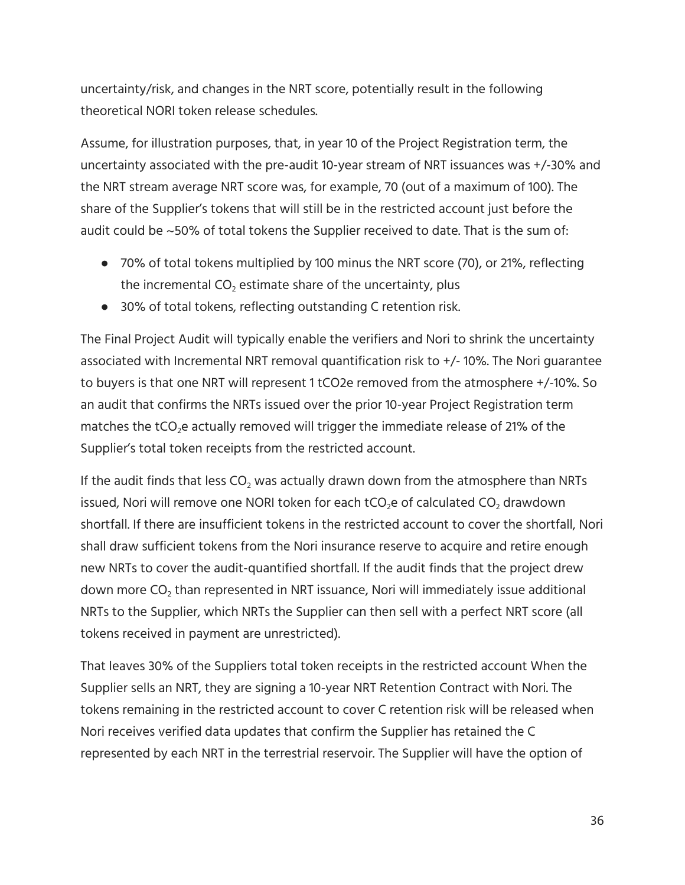uncertainty/risk, and changes in the NRT score, potentially result in the following theoretical NORI token release schedules.

Assume, for illustration purposes, that, in year 10 of the Project Registration term, the uncertainty associated with the pre-audit 10-year stream of NRT issuances was +/-30% and the NRT stream average NRT score was, for example, 70 (out of a maximum of 100). The share of the Supplier's tokens that will still be in the restricted account just before the audit could be ~50% of total tokens the Supplier received to date. That is the sum of:

- 70% of total tokens multiplied by 100 minus the NRT score (70), or 21%, reflecting the incremental $CO_2$ estimate share of the uncertainty, plus
- 30% of total tokens, reflecting outstanding C retention risk.

The Final Project Audit will typically enable the verifiers and Nori to shrink the uncertainty associated with Incremental NRT removal quantification risk to +/- 10%. The Nori guarantee to buyers is that one NRT will represent 1 tCO2e removed from the atmosphere +/-10%. So an audit that confirms the NRTs issued over the prior 10-year Project Registration term matches the $tCO_2e$ actually removed will trigger the immediate release of 21% of the Supplier's total token receipts from the restricted account.

If the audit finds that less $CO_2$ was actually drawn down from the atmosphere than NRTs issued, Nori will remove one NORI token for each $tCO_2e$ of calculated $CO_2$ drawdown shortfall. If there are insufficient tokens in the restricted account to cover the shortfall, Nori shall draw sufficient tokens from the Nori insurance reserve to acquire and retire enough new NRTs to cover the audit-quantified shortfall. If the audit finds that the project drew down more $CO_2$ than represented in NRT issuance, Nori will immediately issue additional NRTs to the Supplier, which NRTs the Supplier can then sell with a perfect NRT score (all tokens received in payment are unrestricted).

That leaves 30% of the Suppliers total token receipts in the restricted account When the Supplier sells an NRT, they are signing a 10-year NRT Retention Contract with Nori. The tokens remaining in the restricted account to cover C retention risk will be released when Nori receives verified data updates that confirm the Supplier has retained the C represented by each NRT in the terrestrial reservoir. The Supplier will have the option of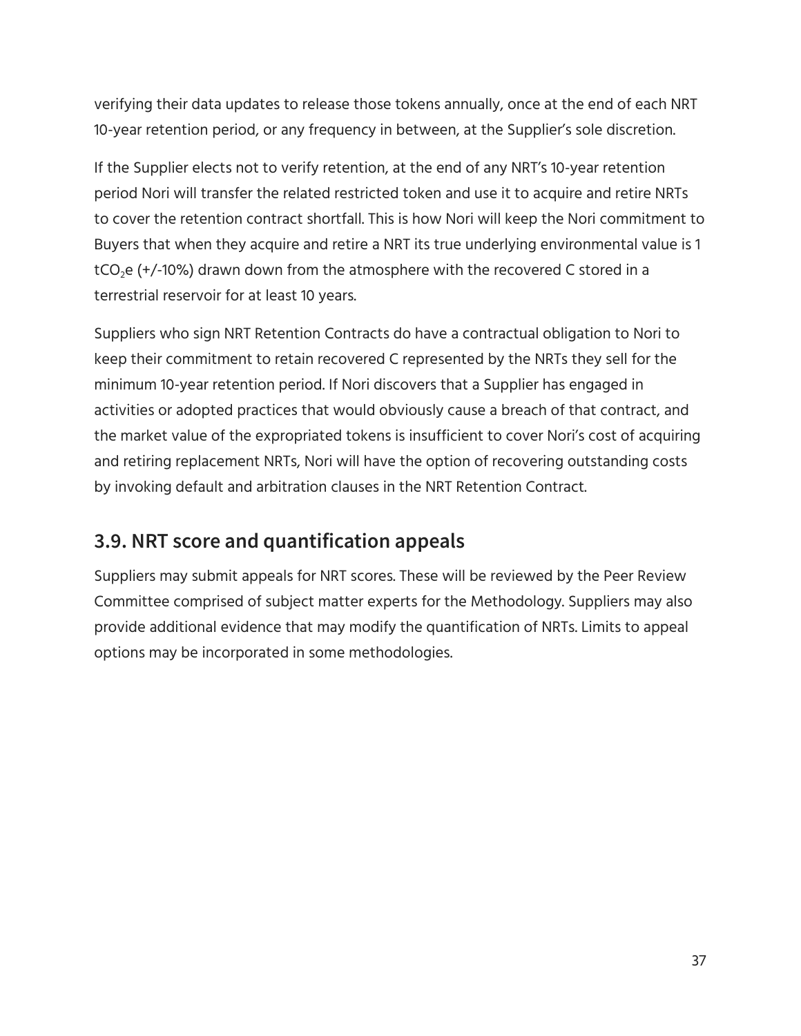verifying their data updates to release those tokens annually, once at the end of each NRT 10-year retention period, or any frequency in between, at the Supplier's sole discretion.

If the Supplier elects not to verify retention, at the end of any NRT's 10-year retention period Nori will transfer the related restricted token and use it to acquire and retire NRTs to cover the retention contract shortfall. This is how Nori will keep the Nori commitment to Buyers that when they acquire and retire a NRT its true underlying environmental value is 1 $tCO_2e$ (+/-10%) drawn down from the atmosphere with the recovered C stored in a terrestrial reservoir for at least 10 years.

Suppliers who sign NRT Retention Contracts do have a contractual obligation to Nori to keep their commitment to retain recovered C represented by the NRTs they sell for the minimum 10-year retention period. If Nori discovers that a Supplier has engaged in activities or adopted practices that would obviously cause a breach of that contract, and the market value of the expropriated tokens is insufficient to cover Nori's cost of acquiring and retiring replacement NRTs, Nori will have the option of recovering outstanding costs by invoking default and arbitration clauses in the NRT Retention Contract.

## 3.9. NRT score and quantification appeals

Suppliers may submit appeals for NRT scores. These will be reviewed by the Peer Review Committee comprised of subject matter experts for the Methodology. Suppliers may also provide additional evidence that may modify the quantification of NRTs. Limits to appeal options may be incorporated in some methodologies.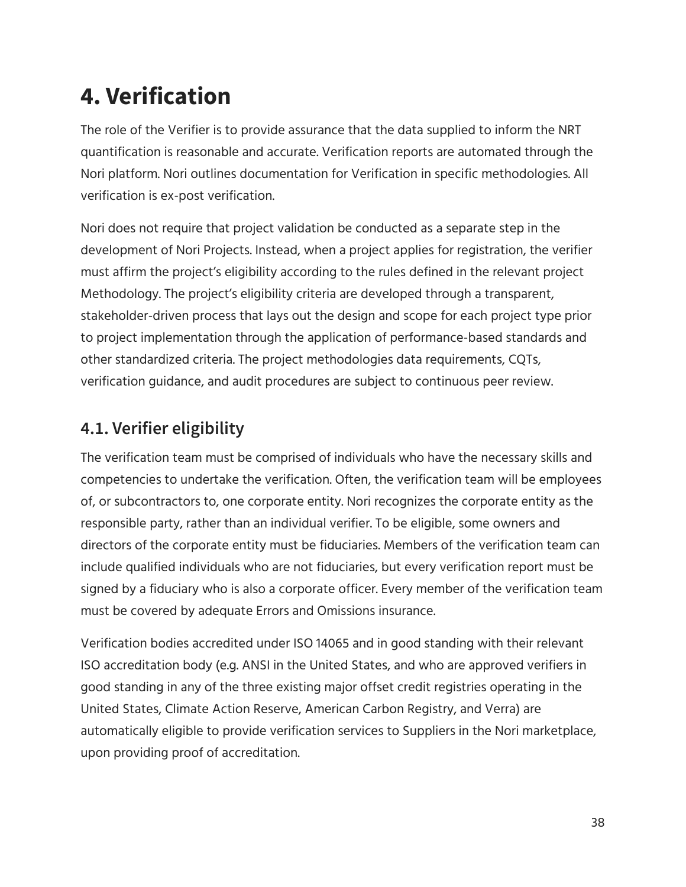# 4. Verification

The role of the Verifier is to provide assurance that the data supplied to inform the NRT quantification is reasonable and accurate. Verification reports are automated through the Nori platform. Nori outlines documentation for Verification in specific methodologies. All verification is ex-post verification.

Nori does not require that project validation be conducted as a separate step in the development of Nori Projects. Instead, when a project applies for registration, the verifier must affirm the project's eligibility according to the rules defined in the relevant project Methodology. The project's eligibility criteria are developed through a transparent, stakeholder-driven process that lays out the design and scope for each project type prior to project implementation through the application of performance-based standards and other standardized criteria. The project methodologies data requirements, CQTs, verification guidance, and audit procedures are subject to continuous peer review.

## 4.1. Verifier eligibility

The verification team must be comprised of individuals who have the necessary skills and competencies to undertake the verification. Often, the verification team will be employees of, or subcontractors to, one corporate entity. Nori recognizes the corporate entity as the responsible party, rather than an individual verifier. To be eligible, some owners and directors of the corporate entity must be fiduciaries. Members of the verification team can include qualified individuals who are not fiduciaries, but every verification report must be signed by a fiduciary who is also a corporate officer. Every member of the verification team must be covered by adequate Errors and Omissions insurance.

Verification bodies accredited under ISO 14065 and in good standing with their relevant ISO accreditation body (e.g. ANSI in the United States, and who are approved verifiers in good standing in any of the three existing major offset credit registries operating in the United States, Climate Action Reserve, American Carbon Registry, and Verra) are automatically eligible to provide verification services to Suppliers in the Nori marketplace, upon providing proof of accreditation.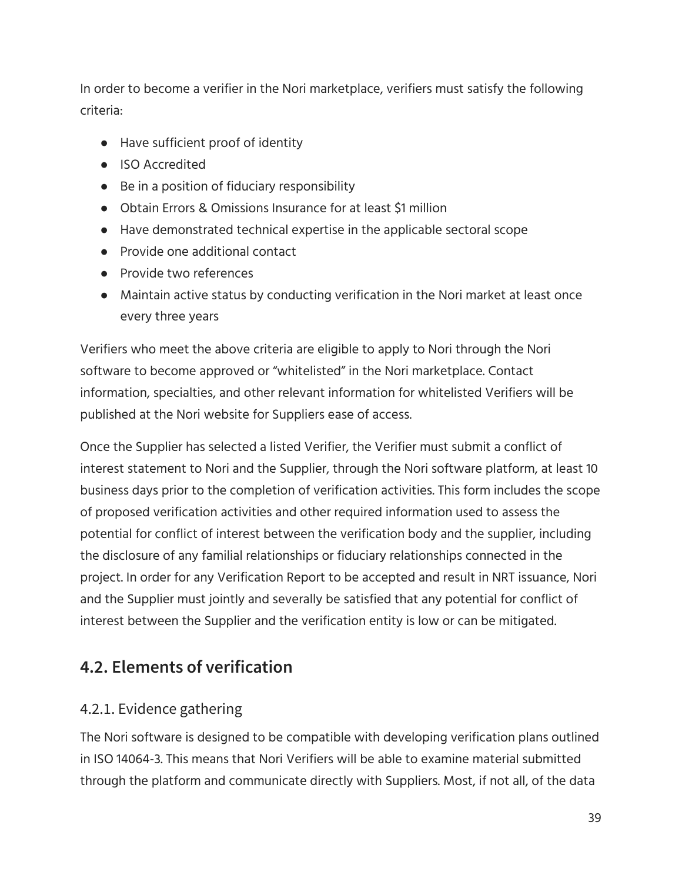In order to become a verifier in the Nori marketplace, verifiers must satisfy the following criteria:

- Have sufficient proof of identity
- ISO Accredited
- Be in a position of fiduciary responsibility
- Obtain Errors & Omissions Insurance for at least $1 million
- Have demonstrated technical expertise in the applicable sectoral scope
- Provide one additional contact
- Provide two references
- Maintain active status by conducting verification in the Nori market at least once every three years

Verifiers who meet the above criteria are eligible to apply to Nori through the Nori software to become approved or "whitelisted" in the Nori marketplace. Contact information, specialties, and other relevant information for whitelisted Verifiers will be published at the Nori website for Suppliers ease of access.

Once the Supplier has selected a listed Verifier, the Verifier must submit a conflict of interest statement to Nori and the Supplier, through the Nori software platform, at least 10 business days prior to the completion of verification activities. This form includes the scope of proposed verification activities and other required information used to assess the potential for conflict of interest between the verification body and the supplier, including the disclosure of any familial relationships or fiduciary relationships connected in the project. In order for any Verification Report to be accepted and result in NRT issuance, Nori and the Supplier must jointly and severally be satisfied that any potential for conflict of interest between the Supplier and the verification entity is low or can be mitigated.

## 4.2. Elements of verification

### 4.2.1. Evidence gathering

The Nori software is designed to be compatible with developing verification plans outlined in ISO 14064-3. This means that Nori Verifiers will be able to examine material submitted through the platform and communicate directly with Suppliers. Most, if not all, of the data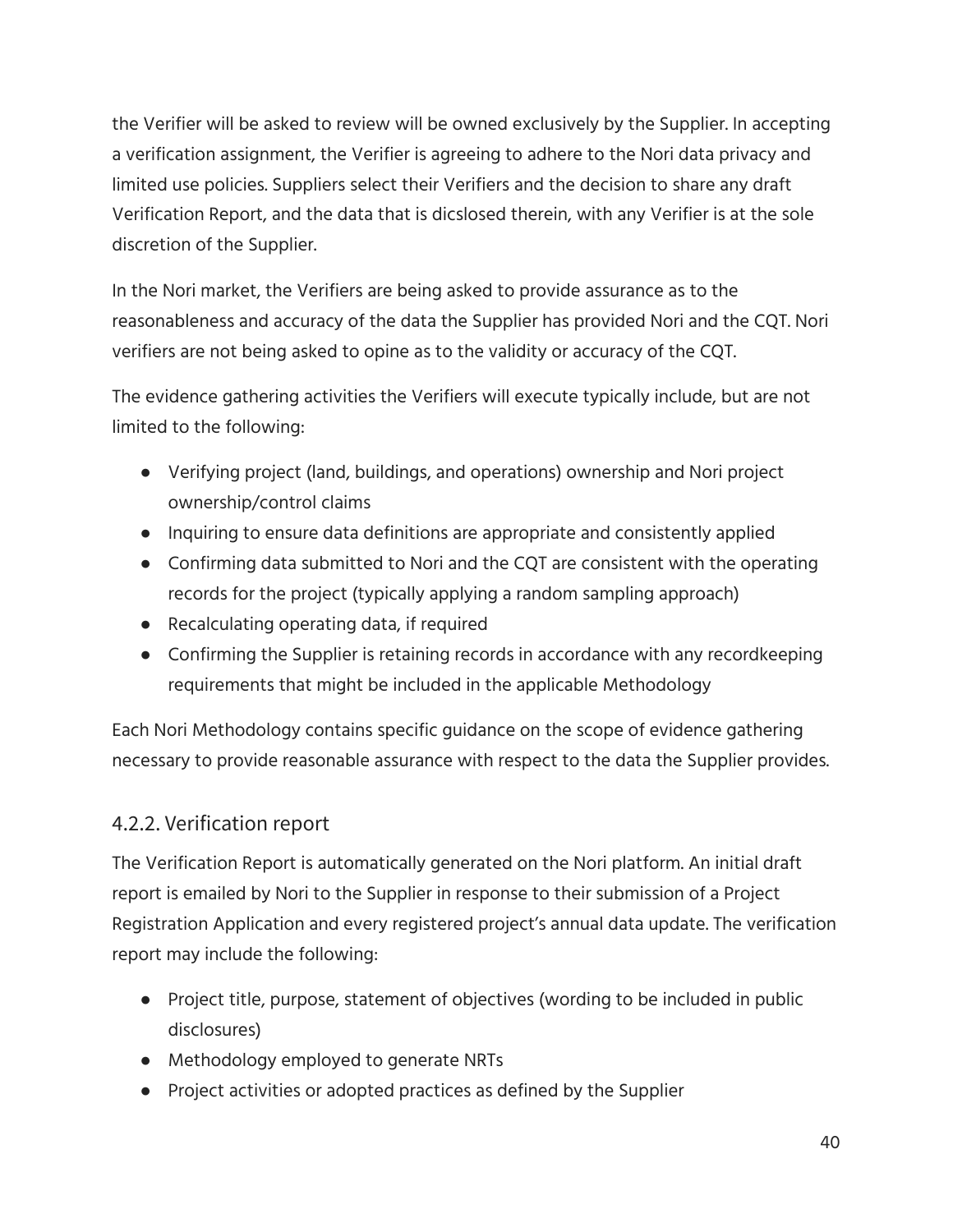the Verifier will be asked to review will be owned exclusively by the Supplier. In accepting a verification assignment, the Verifier is agreeing to adhere to the Nori data privacy and limited use policies. Suppliers select their Verifiers and the decision to share any draft Verification Report, and the data that is dicslosed therein, with any Verifier is at the sole discretion of the Supplier.

In the Nori market, the Verifiers are being asked to provide assurance as to the reasonableness and accuracy of the data the Supplier has provided Nori and the CQT. Nori verifiers are not being asked to opine as to the validity or accuracy of the CQT.

The evidence gathering activities the Verifiers will execute typically include, but are not limited to the following:

- Verifying project (land, buildings, and operations) ownership and Nori project ownership/control claims
- Inquiring to ensure data definitions are appropriate and consistently applied
- Confirming data submitted to Nori and the CQT are consistent with the operating records for the project (typically applying a random sampling approach)
- Recalculating operating data, if required
- Confirming the Supplier is retaining records in accordance with any recordkeeping requirements that might be included in the applicable Methodology

Each Nori Methodology contains specific guidance on the scope of evidence gathering necessary to provide reasonable assurance with respect to the data the Supplier provides.

### 4.2.2. Verification report

The Verification Report is automatically generated on the Nori platform. An initial draft report is emailed by Nori to the Supplier in response to their submission of a Project Registration Application and every registered project's annual data update. The verification report may include the following:

- Project title, purpose, statement of objectives (wording to be included in public disclosures)
- Methodology employed to generate NRTs
- Project activities or adopted practices as defined by the Supplier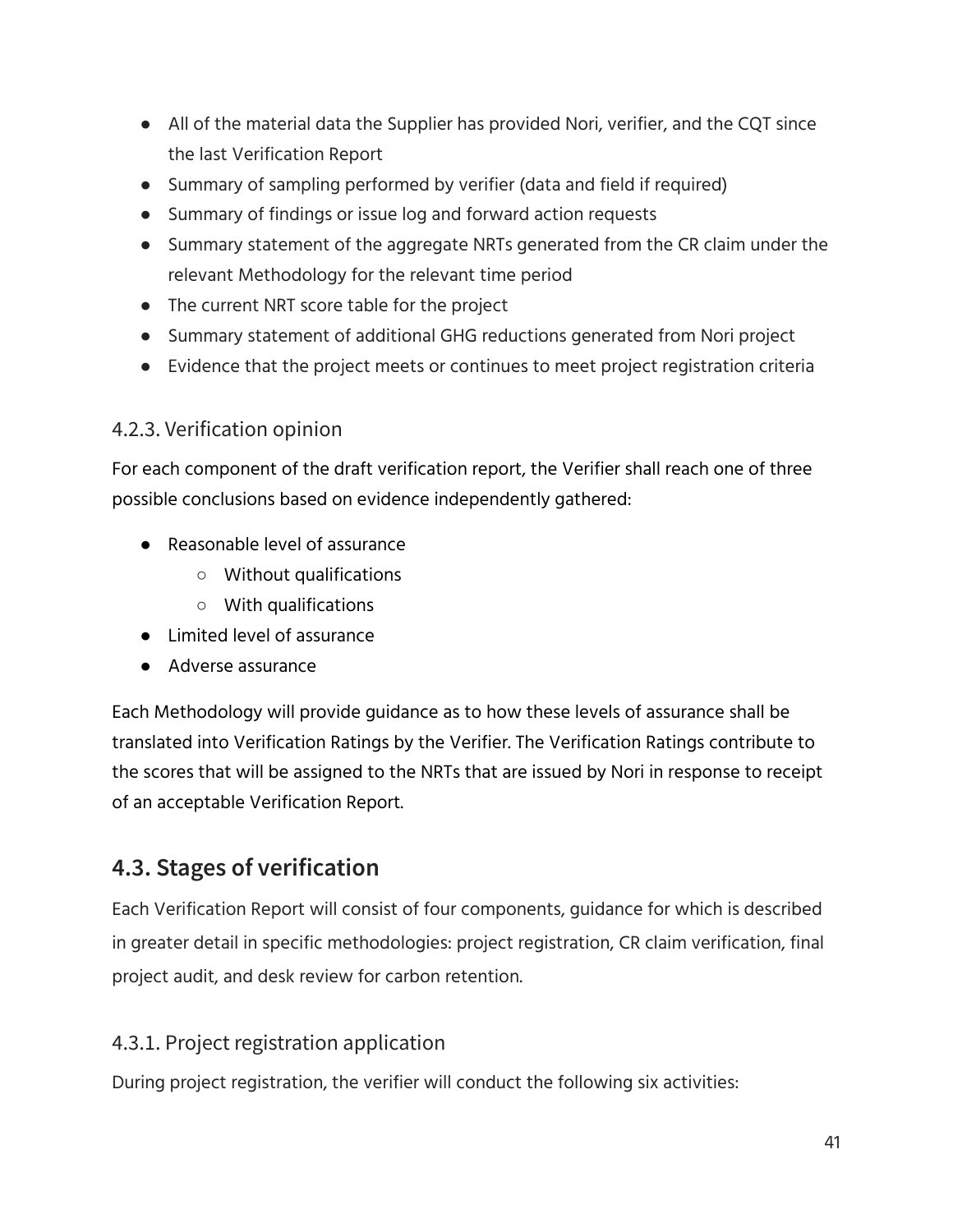- All of the material data the Supplier has provided Nori, verifier, and the CQT since the last Verification Report
- Summary of sampling performed by verifier (data and field if required)
- Summary of findings or issue log and forward action requests
- Summary statement of the aggregate NRTs generated from the CR claim under the relevant Methodology for the relevant time period
- The current NRT score table for the project
- Summary statement of additional GHG reductions generated from Nori project
- Evidence that the project meets or continues to meet project registration criteria

### 4.2.3. Verification opinion

For each component of the draft verification report, the Verifier shall reach one of three possible conclusions based on evidence independently gathered:

- Reasonable level of assurance
  - Without qualifications
  - With qualifications
- Limited level of assurance
- Adverse assurance

Each Methodology will provide guidance as to how these levels of assurance shall be translated into Verification Ratings by the Verifier. The Verification Ratings contribute to the scores that will be assigned to the NRTs that are issued by Nori in response to receipt of an acceptable Verification Report.

## 4.3. Stages of verification

Each Verification Report will consist of four components, guidance for which is described in greater detail in specific methodologies: project registration, CR claim verification, final project audit, and desk review for carbon retention.

### 4.3.1. Project registration application

During project registration, the verifier will conduct the following six activities: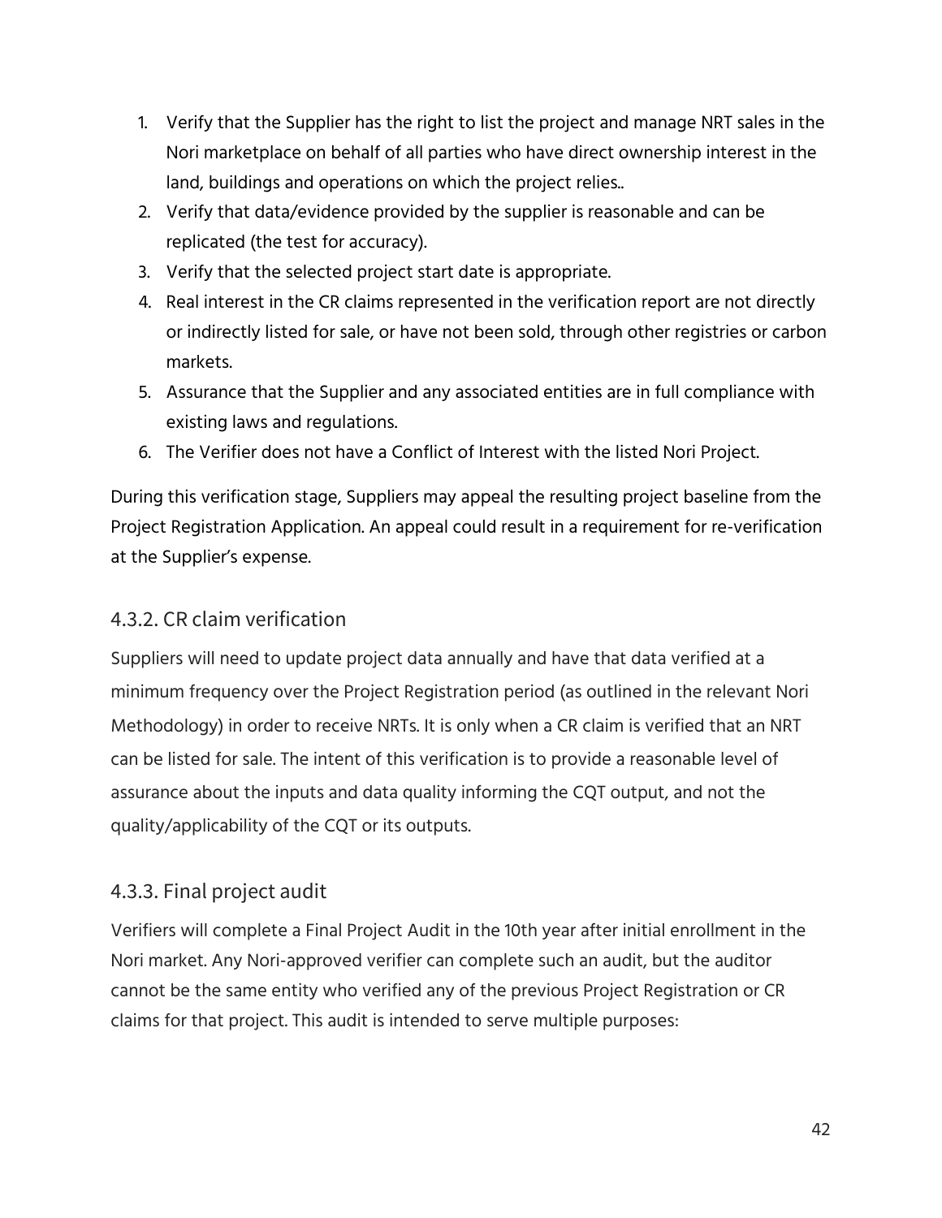1. Verify that the Supplier has the right to list the project and manage NRT sales in the Nori marketplace on behalf of all parties who have direct ownership interest in the land, buildings and operations on which the project relies..
2. Verify that data/evidence provided by the supplier is reasonable and can be replicated (the test for accuracy).
3. Verify that the selected project start date is appropriate.
4. Real interest in the CR claims represented in the verification report are not directly or indirectly listed for sale, or have not been sold, through other registries or carbon markets.
5. Assurance that the Supplier and any associated entities are in full compliance with existing laws and regulations.
6. The Verifier does not have a Conflict of Interest with the listed Nori Project.

During this verification stage, Suppliers may appeal the resulting project baseline from the Project Registration Application. An appeal could result in a requirement for re-verification at the Supplier's expense.

### 4.3.2. CR claim verification

Suppliers will need to update project data annually and have that data verified at a minimum frequency over the Project Registration period (as outlined in the relevant Nori Methodology) in order to receive NRTs. It is only when a CR claim is verified that an NRT can be listed for sale. The intent of this verification is to provide a reasonable level of assurance about the inputs and data quality informing the CQT output, and not the quality/applicability of the CQT or its outputs.

### 4.3.3. Final project audit

Verifiers will complete a Final Project Audit in the 10th year after initial enrollment in the Nori market. Any Nori-approved verifier can complete such an audit, but the auditor cannot be the same entity who verified any of the previous Project Registration or CR claims for that project. This audit is intended to serve multiple purposes: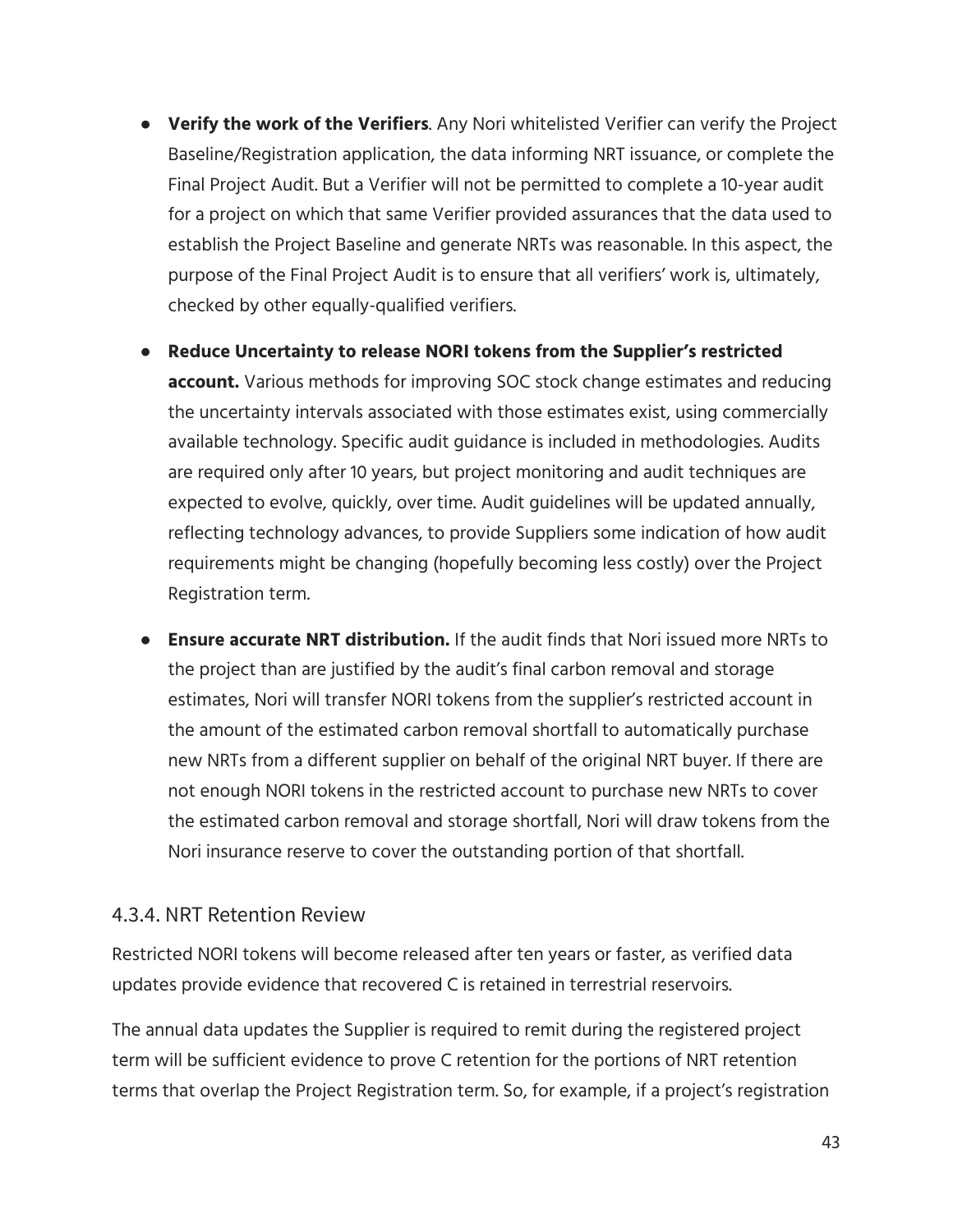- **Verify the work of the Verifiers**. Any Nori whitelisted Verifier can verify the Project Baseline/Registration application, the data informing NRT issuance, or complete the Final Project Audit. But a Verifier will not be permitted to complete a 10-year audit for a project on which that same Verifier provided assurances that the data used to establish the Project Baseline and generate NRTs was reasonable. In this aspect, the purpose of the Final Project Audit is to ensure that all verifiers' work is, ultimately, checked by other equally-qualified verifiers.
- **Reduce Uncertainty to release NORI tokens from the Supplier's restricted account.** Various methods for improving SOC stock change estimates and reducing the uncertainty intervals associated with those estimates exist, using commercially available technology. Specific audit guidance is included in methodologies. Audits are required only after 10 years, but project monitoring and audit techniques are expected to evolve, quickly, over time. Audit guidelines will be updated annually, reflecting technology advances, to provide Suppliers some indication of how audit requirements might be changing (hopefully becoming less costly) over the Project Registration term.
- **Ensure accurate NRT distribution.** If the audit finds that Nori issued more NRTs to the project than are justified by the audit's final carbon removal and storage estimates, Nori will transfer NORI tokens from the supplier's restricted account in the amount of the estimated carbon removal shortfall to automatically purchase new NRTs from a different supplier on behalf of the original NRT buyer. If there are not enough NORI tokens in the restricted account to purchase new NRTs to cover the estimated carbon removal and storage shortfall, Nori will draw tokens from the Nori insurance reserve to cover the outstanding portion of that shortfall.

### 4.3.4. NRT Retention Review

Restricted NORI tokens will become released after ten years or faster, as verified data updates provide evidence that recovered C is retained in terrestrial reservoirs.

The annual data updates the Supplier is required to remit during the registered project term will be sufficient evidence to prove C retention for the portions of NRT retention terms that overlap the Project Registration term. So, for example, if a project's registration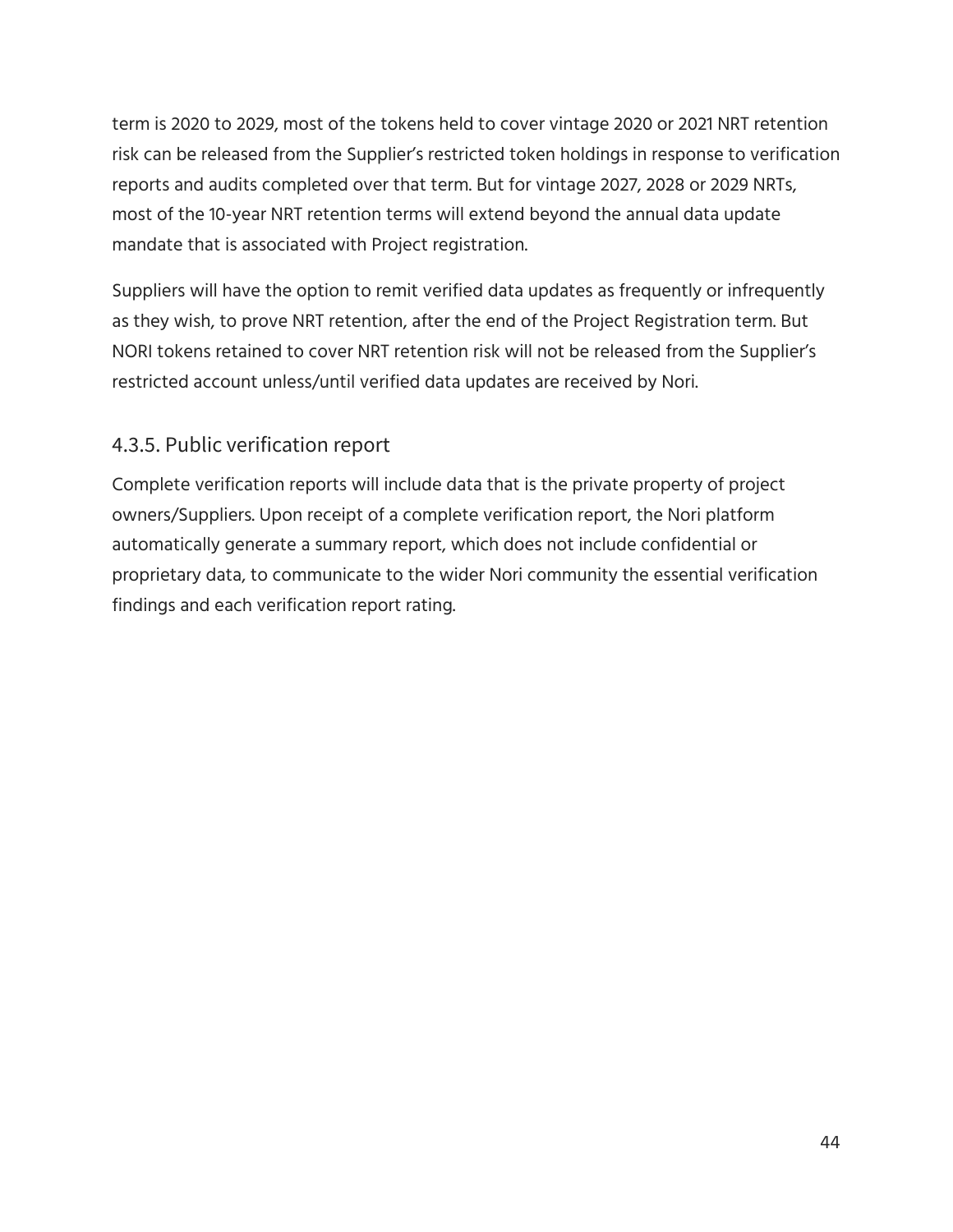term is 2020 to 2029, most of the tokens held to cover vintage 2020 or 2021 NRT retention risk can be released from the Supplier's restricted token holdings in response to verification reports and audits completed over that term. But for vintage 2027, 2028 or 2029 NRTs, most of the 10-year NRT retention terms will extend beyond the annual data update mandate that is associated with Project registration.

Suppliers will have the option to remit verified data updates as frequently or infrequently as they wish, to prove NRT retention, after the end of the Project Registration term. But NORI tokens retained to cover NRT retention risk will not be released from the Supplier's restricted account unless/until verified data updates are received by Nori.

### 4.3.5. Public verification report

Complete verification reports will include data that is the private property of project owners/Suppliers. Upon receipt of a complete verification report, the Nori platform automatically generate a summary report, which does not include confidential or proprietary data, to communicate to the wider Nori community the essential verification findings and each verification report rating.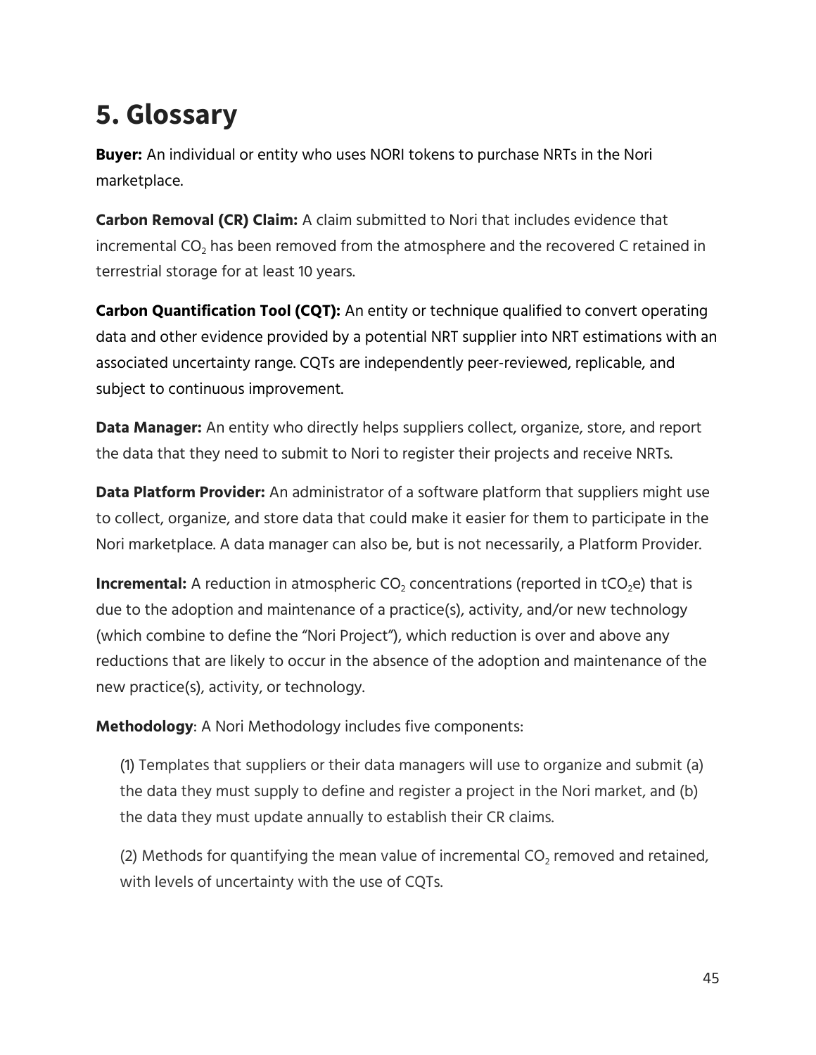# 5. Glossary

**Buyer:** An individual or entity who uses NORI tokens to purchase NRTs in the Nori marketplace.

**Carbon Removal (CR) Claim:** A claim submitted to Nori that includes evidence that incremental $CO_2$ has been removed from the atmosphere and the recovered C retained in terrestrial storage for at least 10 years.

**Carbon Quantification Tool (CQT):** An entity or technique qualified to convert operating data and other evidence provided by a potential NRT supplier into NRT estimations with an associated uncertainty range. CQTs are independently peer-reviewed, replicable, and subject to continuous improvement.

**Data Manager:** An entity who directly helps suppliers collect, organize, store, and report the data that they need to submit to Nori to register their projects and receive NRTs.

**Data Platform Provider:** An administrator of a software platform that suppliers might use to collect, organize, and store data that could make it easier for them to participate in the Nori marketplace. A data manager can also be, but is not necessarily, a Platform Provider.

**Incremental:** A reduction in atmospheric $CO_2$ concentrations (reported in $tCO_2e$) that is due to the adoption and maintenance of a practice(s), activity, and/or new technology (which combine to define the "Nori Project"), which reduction is over and above any reductions that are likely to occur in the absence of the adoption and maintenance of the new practice(s), activity, or technology.

**Methodology**: A Nori Methodology includes five components:

(1) Templates that suppliers or their data managers will use to organize and submit (a) the data they must supply to define and register a project in the Nori market, and (b) the data they must update annually to establish their CR claims.

(2) Methods for quantifying the mean value of incremental $CO_2$ removed and retained, with levels of uncertainty with the use of CQTs.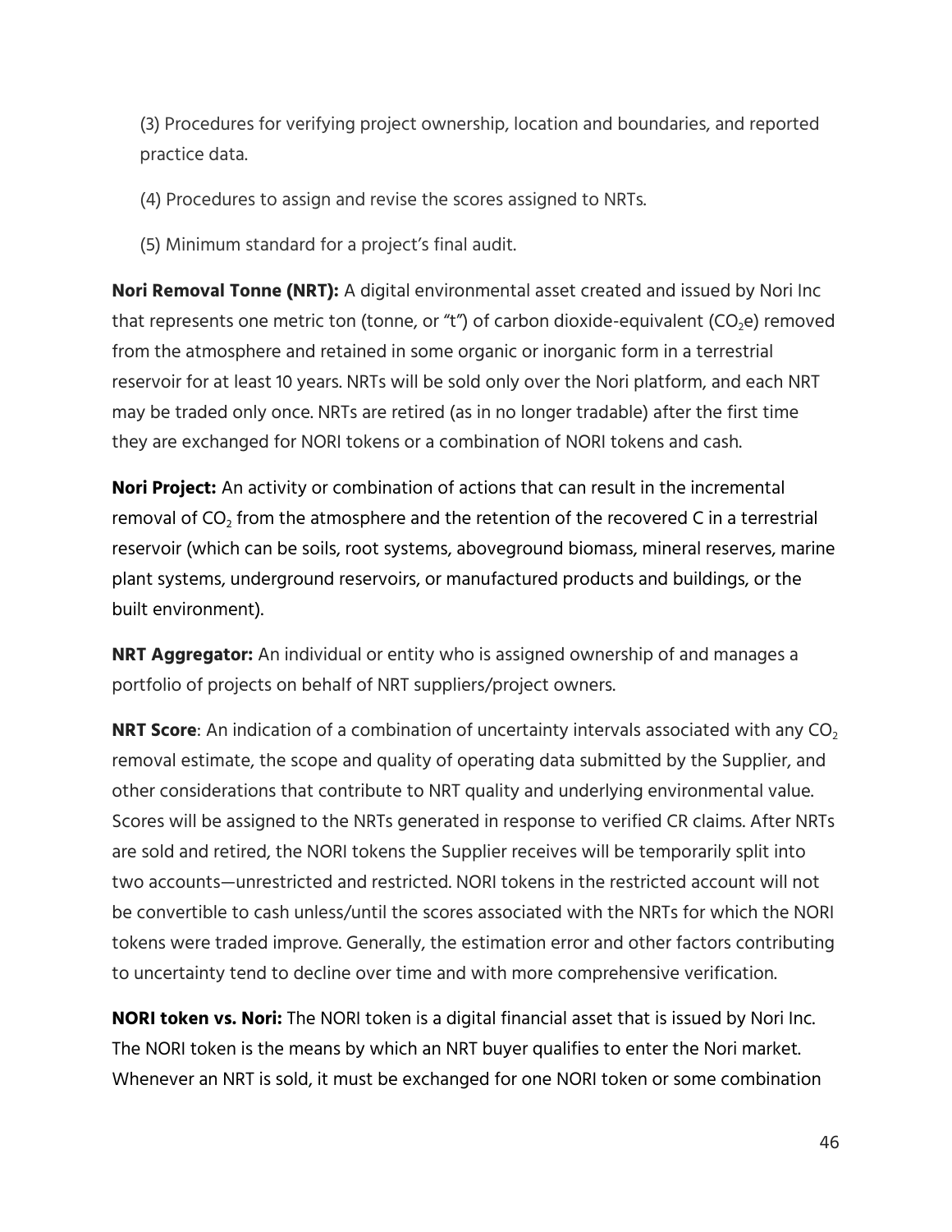(3) Procedures for verifying project ownership, location and boundaries, and reported practice data.

(4) Procedures to assign and revise the scores assigned to NRTs.

(5) Minimum standard for a project's final audit.

**Nori Removal Tonne (NRT):** A digital environmental asset created and issued by Nori Inc that represents one metric ton (tonne, or "t") of carbon dioxide-equivalent ($CO_2e$) removed from the atmosphere and retained in some organic or inorganic form in a terrestrial reservoir for at least 10 years. NRTs will be sold only over the Nori platform, and each NRT may be traded only once. NRTs are retired (as in no longer tradable) after the first time they are exchanged for NORI tokens or a combination of NORI tokens and cash.

**Nori Project:** An activity or combination of actions that can result in the incremental removal of $CO_2$ from the atmosphere and the retention of the recovered C in a terrestrial reservoir (which can be soils, root systems, aboveground biomass, mineral reserves, marine plant systems, underground reservoirs, or manufactured products and buildings, or the built environment).

**NRT Aggregator:** An individual or entity who is assigned ownership of and manages a portfolio of projects on behalf of NRT suppliers/project owners.

**NRT Score**: An indication of a combination of uncertainty intervals associated with any $CO_2$ removal estimate, the scope and quality of operating data submitted by the Supplier, and other considerations that contribute to NRT quality and underlying environmental value. Scores will be assigned to the NRTs generated in response to verified CR claims. After NRTs are sold and retired, the NORI tokens the Supplier receives will be temporarily split into two accounts—unrestricted and restricted. NORI tokens in the restricted account will not be convertible to cash unless/until the scores associated with the NRTs for which the NORI tokens were traded improve. Generally, the estimation error and other factors contributing to uncertainty tend to decline over time and with more comprehensive verification.

**NORI token vs. Nori:** The NORI token is a digital financial asset that is issued by Nori Inc. The NORI token is the means by which an NRT buyer qualifies to enter the Nori market. Whenever an NRT is sold, it must be exchanged for one NORI token or some combination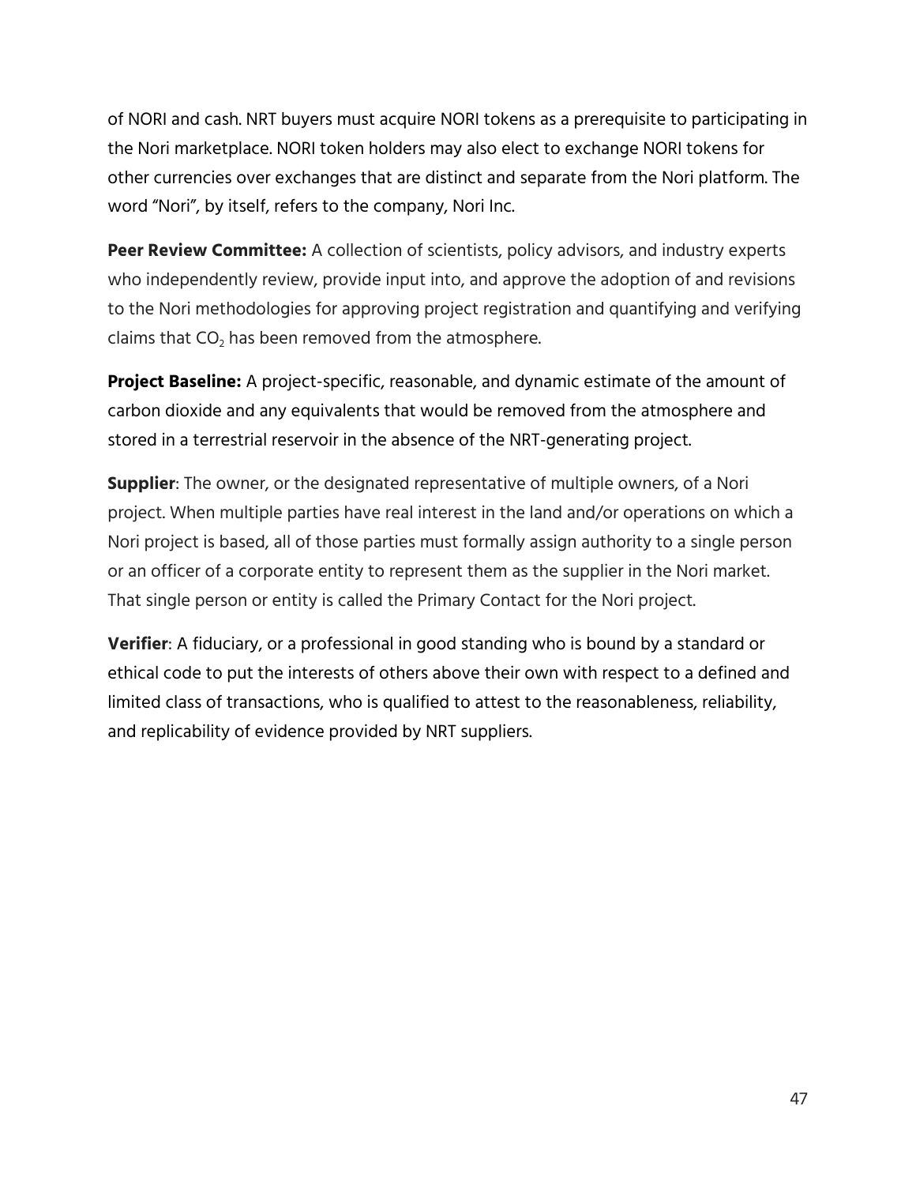of NORI and cash. NRT buyers must acquire NORI tokens as a prerequisite to participating in the Nori marketplace. NORI token holders may also elect to exchange NORI tokens for other currencies over exchanges that are distinct and separate from the Nori platform. The word "Nori", by itself, refers to the company, Nori Inc.

**Peer Review Committee:** A collection of scientists, policy advisors, and industry experts who independently review, provide input into, and approve the adoption of and revisions to the Nori methodologies for approving project registration and quantifying and verifying claims that $CO_2$ has been removed from the atmosphere.

**Project Baseline:** A project-specific, reasonable, and dynamic estimate of the amount of carbon dioxide and any equivalents that would be removed from the atmosphere and stored in a terrestrial reservoir in the absence of the NRT-generating project.

**Supplier**: The owner, or the designated representative of multiple owners, of a Nori project. When multiple parties have real interest in the land and/or operations on which a Nori project is based, all of those parties must formally assign authority to a single person or an officer of a corporate entity to represent them as the supplier in the Nori market. That single person or entity is called the Primary Contact for the Nori project.

**Verifier**: A fiduciary, or a professional in good standing who is bound by a standard or ethical code to put the interests of others above their own with respect to a defined and limited class of transactions, who is qualified to attest to the reasonableness, reliability, and replicability of evidence provided by NRT suppliers.